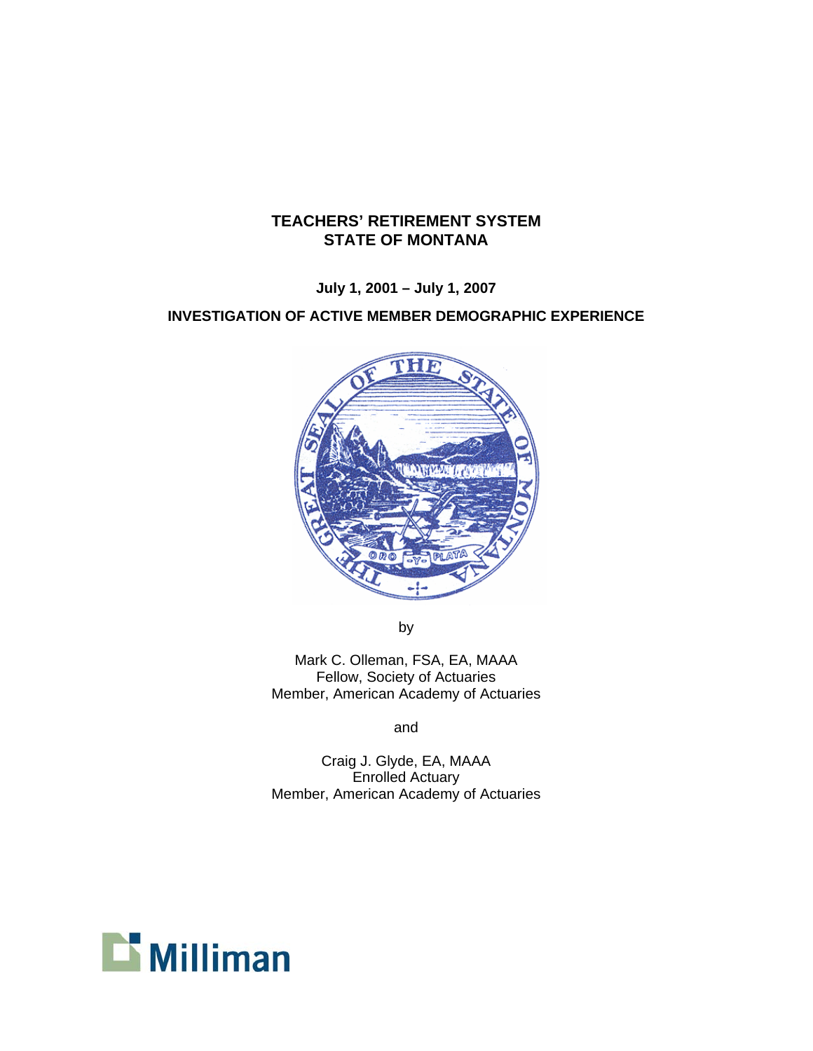# TEACHERS' RETIREMENT SYSTEM
# STATE OF MONTANA

**July 1, 2001 – July 1, 2007**

**INVESTIGATION OF ACTIVE MEMBER DEMOGRAPHIC EXPERIENCE**

by

Mark C. Olleman, FSA, EA, MAAA
Fellow, Society of Actuaries
Member, American Academy of Actuaries

and

Craig J. Glyde, EA, MAAA
Enrolled Actuary
Member, American Academy of Actuaries

Milliman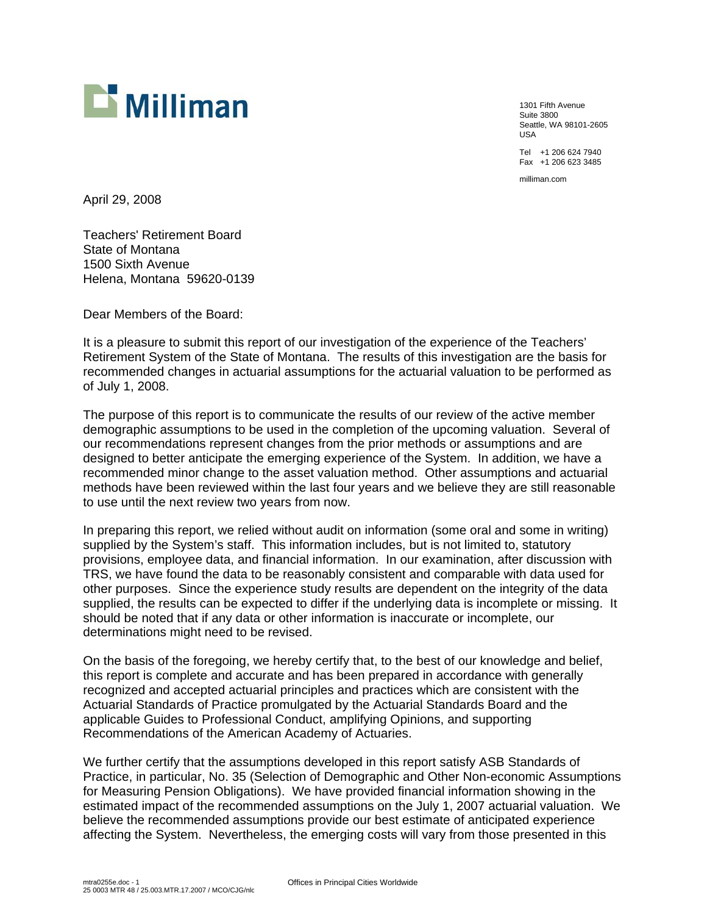Milliman

1301 Fifth Avenue
Suite 3800
Seattle, WA 98101-2605
USA

Tel +1 206 624 7940
Fax +1 206 623 3485

milliman.com

April 29, 2008

Teachers' Retirement Board
State of Montana
1500 Sixth Avenue
Helena, Montana 59620-0139

Dear Members of the Board:

It is a pleasure to submit this report of our investigation of the experience of the Teachers' Retirement System of the State of Montana. The results of this investigation are the basis for recommended changes in actuarial assumptions for the actuarial valuation to be performed as of July 1, 2008.

The purpose of this report is to communicate the results of our review of the active member demographic assumptions to be used in the completion of the upcoming valuation. Several of our recommendations represent changes from the prior methods or assumptions and are designed to better anticipate the emerging experience of the System. In addition, we have a recommended minor change to the asset valuation method. Other assumptions and actuarial methods have been reviewed within the last four years and we believe they are still reasonable to use until the next review two years from now.

In preparing this report, we relied without audit on information (some oral and some in writing) supplied by the System's staff. This information includes, but is not limited to, statutory provisions, employee data, and financial information. In our examination, after discussion with TRS, we have found the data to be reasonably consistent and comparable with data used for other purposes. Since the experience study results are dependent on the integrity of the data supplied, the results can be expected to differ if the underlying data is incomplete or missing. It should be noted that if any data or other information is inaccurate or incomplete, our determinations might need to be revised.

On the basis of the foregoing, we hereby certify that, to the best of our knowledge and belief, this report is complete and accurate and has been prepared in accordance with generally recognized and accepted actuarial principles and practices which are consistent with the Actuarial Standards of Practice promulgated by the Actuarial Standards Board and the applicable Guides to Professional Conduct, amplifying Opinions, and supporting Recommendations of the American Academy of Actuaries.

We further certify that the assumptions developed in this report satisfy ASB Standards of Practice, in particular, No. 35 (Selection of Demographic and Other Non-economic Assumptions for Measuring Pension Obligations). We have provided financial information showing in the estimated impact of the recommended assumptions on the July 1, 2007 actuarial valuation. We believe the recommended assumptions provide our best estimate of anticipated experience affecting the System. Nevertheless, the emerging costs will vary from those presented in this

mtra0255e.doc - 1
25 0003 MTR 48 / 25.003.MTR.17.2007 / MCO/CJG/nlc

Offices in Principal Cities Worldwide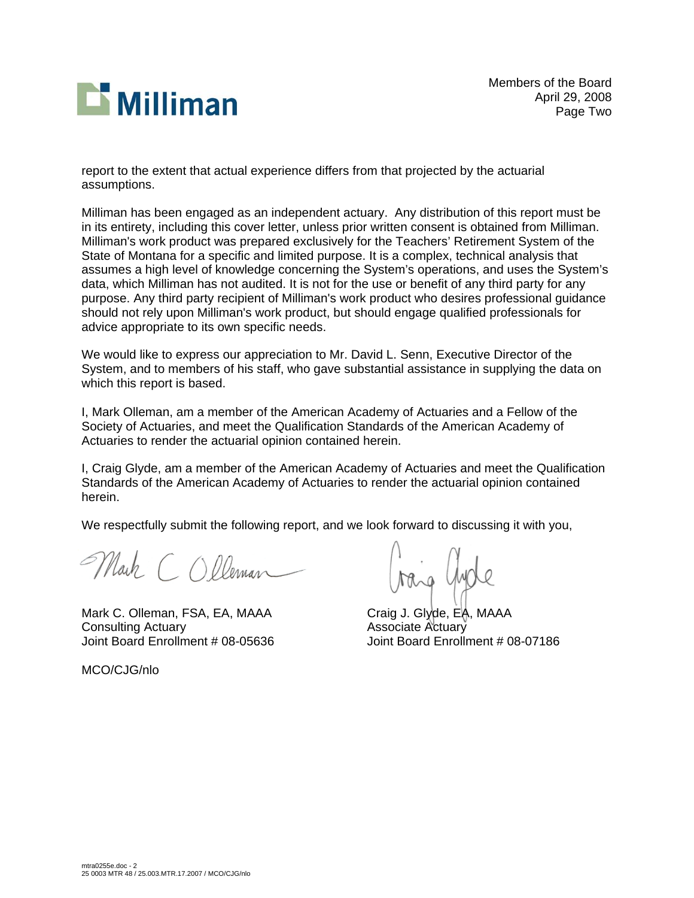report to the extent that actual experience differs from that projected by the actuarial assumptions.

Milliman has been engaged as an independent actuary. Any distribution of this report must be in its entirety, including this cover letter, unless prior written consent is obtained from Milliman. Milliman's work product was prepared exclusively for the Teachers' Retirement System of the State of Montana for a specific and limited purpose. It is a complex, technical analysis that assumes a high level of knowledge concerning the System's operations, and uses the System's data, which Milliman has not audited. It is not for the use or benefit of any third party for any purpose. Any third party recipient of Milliman's work product who desires professional guidance should not rely upon Milliman's work product, but should engage qualified professionals for advice appropriate to its own specific needs.

We would like to express our appreciation to Mr. David L. Senn, Executive Director of the System, and to members of his staff, who gave substantial assistance in supplying the data on which this report is based.

I, Mark Olleman, am a member of the American Academy of Actuaries and a Fellow of the Society of Actuaries, and meet the Qualification Standards of the American Academy of Actuaries to render the actuarial opinion contained herein.

I, Craig Glyde, am a member of the American Academy of Actuaries and meet the Qualification Standards of the American Academy of Actuaries to render the actuarial opinion contained herein.

We respectfully submit the following report, and we look forward to discussing it with you,

Mark C. Olleman, FSA, EA, MAAA
Consulting Actuary
Joint Board Enrollment # 08-05636

Craig J. Glyde, EA, MAAA
Associate Actuary
Joint Board Enrollment # 08-07186

MCO/CJG/nlo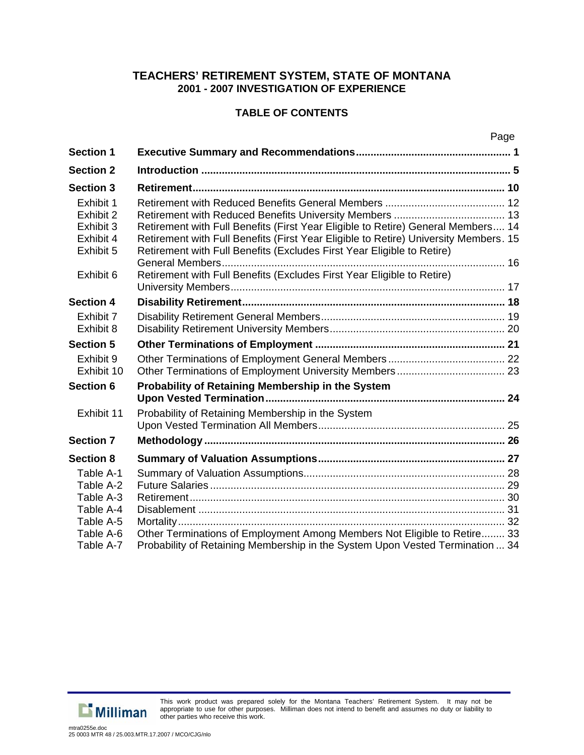# TEACHERS' RETIREMENT SYSTEM, STATE OF MONTANA
## 2001 - 2007 INVESTIGATION OF EXPERIENCE

### TABLE OF CONTENTS

| | | Page |
|---|---|---|
| **Section 1** | **Executive Summary and Recommendations** | **1** |
| **Section 2** | **Introduction** | **5** |
| **Section 3** | **Retirement** | **10** |
| Exhibit 1 | Retirement with Reduced Benefits General Members | 12 |
| Exhibit 2 | Retirement with Reduced Benefits University Members | 13 |
| Exhibit 3 | Retirement with Full Benefits (First Year Eligible to Retire) General Members | 14 |
| Exhibit 4 | Retirement with Full Benefits (First Year Eligible to Retire) University Members | 15 |
| Exhibit 5 | Retirement with Full Benefits (Excludes First Year Eligible to Retire) General Members | 16 |
| Exhibit 6 | Retirement with Full Benefits (Excludes First Year Eligible to Retire) University Members | 17 |
| **Section 4** | **Disability Retirement** | **18** |
| Exhibit 7 | Disability Retirement General Members | 19 |
| Exhibit 8 | Disability Retirement University Members | 20 |
| **Section 5** | **Other Terminations of Employment** | **21** |
| Exhibit 9 | Other Terminations of Employment General Members | 22 |
| Exhibit 10 | Other Terminations of Employment University Members | 23 |
| **Section 6** | **Probability of Retaining Membership in the System Upon Vested Termination** | **24** |
| Exhibit 11 | Probability of Retaining Membership in the System Upon Vested Termination All Members | 25 |
| **Section 7** | **Methodology** | **26** |
| **Section 8** | **Summary of Valuation Assumptions** | **27** |
| Table A-1 | Summary of Valuation Assumptions | 28 |
| Table A-2 | Future Salaries | 29 |
| Table A-3 | Retirement | 30 |
| Table A-4 | Disablement | 31 |
| Table A-5 | Mortality | 32 |
| Table A-6 | Other Terminations of Employment Among Members Not Eligible to Retire | 33 |
| Table A-7 | Probability of Retaining Membership in the System Upon Vested Termination | 34 |

This work product was prepared solely for the Montana Teachers' Retirement System. It may not be appropriate to use for other purposes. Milliman does not intend to benefit and assumes no duty or liability to other parties who receive this work.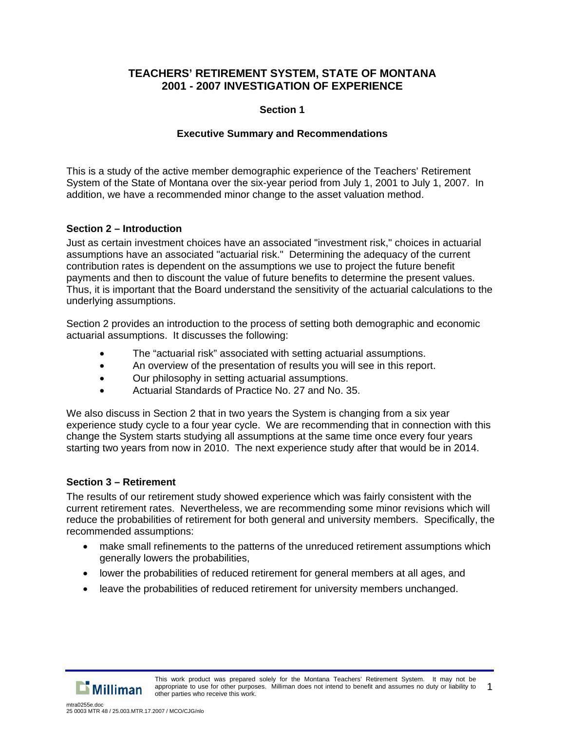# TEACHERS' RETIREMENT SYSTEM, STATE OF MONTANA
# 2001 - 2007 INVESTIGATION OF EXPERIENCE

## Section 1

### Executive Summary and Recommendations

This is a study of the active member demographic experience of the Teachers' Retirement System of the State of Montana over the six-year period from July 1, 2001 to July 1, 2007. In addition, we have a recommended minor change to the asset valuation method.

**Section 2 – Introduction**

Just as certain investment choices have an associated "investment risk," choices in actuarial assumptions have an associated "actuarial risk." Determining the adequacy of the current contribution rates is dependent on the assumptions we use to project the future benefit payments and then to discount the value of future benefits to determine the present values. Thus, it is important that the Board understand the sensitivity of the actuarial calculations to the underlying assumptions.

Section 2 provides an introduction to the process of setting both demographic and economic actuarial assumptions. It discusses the following:

- The "actuarial risk" associated with setting actuarial assumptions.
- An overview of the presentation of results you will see in this report.
- Our philosophy in setting actuarial assumptions.
- Actuarial Standards of Practice No. 27 and No. 35.

We also discuss in Section 2 that in two years the System is changing from a six year experience study cycle to a four year cycle. We are recommending that in connection with this change the System starts studying all assumptions at the same time once every four years starting two years from now in 2010. The next experience study after that would be in 2014.

**Section 3 – Retirement**

The results of our retirement study showed experience which was fairly consistent with the current retirement rates. Nevertheless, we are recommending some minor revisions which will reduce the probabilities of retirement for both general and university members. Specifically, the recommended assumptions:

- make small refinements to the patterns of the unreduced retirement assumptions which generally lowers the probabilities,
- lower the probabilities of reduced retirement for general members at all ages, and
- leave the probabilities of reduced retirement for university members unchanged.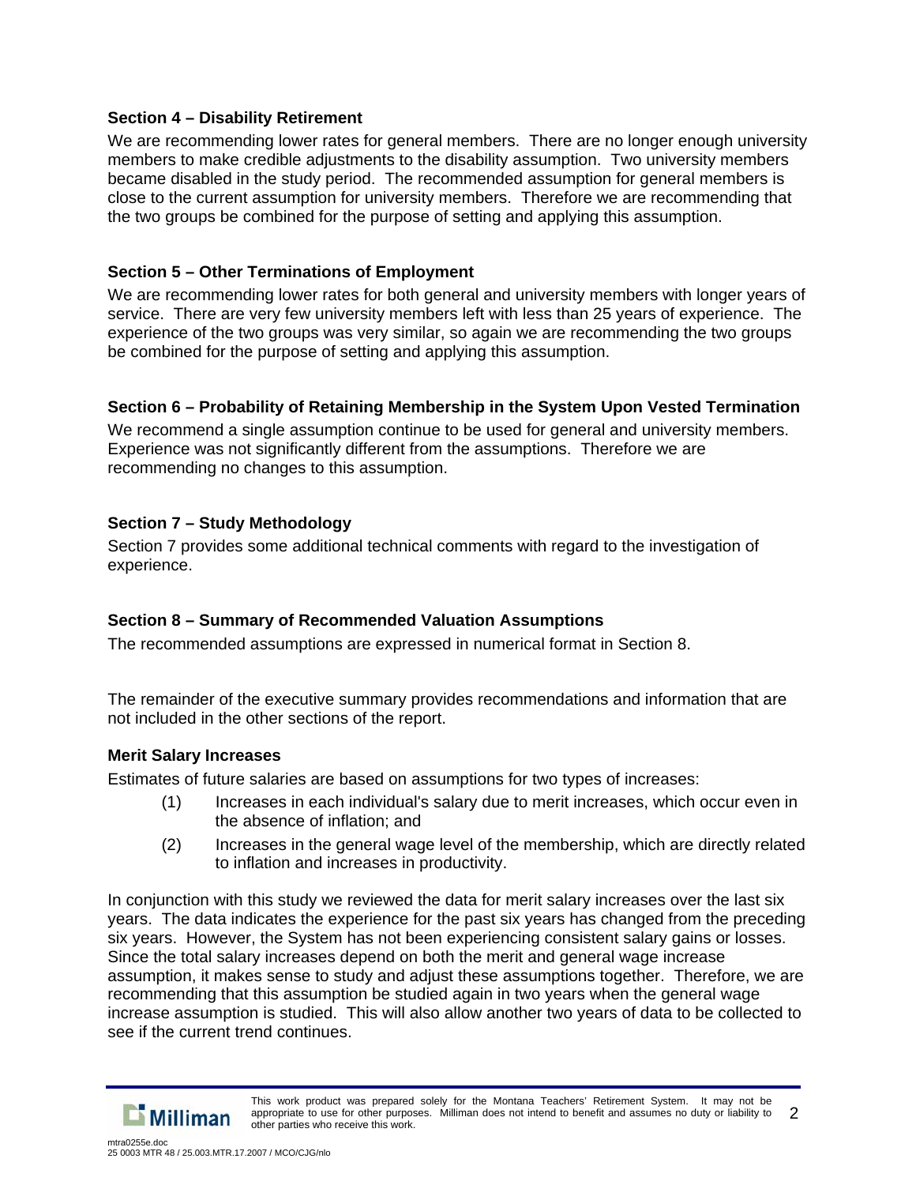### Section 4 – Disability Retirement

We are recommending lower rates for general members. There are no longer enough university members to make credible adjustments to the disability assumption. Two university members became disabled in the study period. The recommended assumption for general members is close to the current assumption for university members. Therefore we are recommending that the two groups be combined for the purpose of setting and applying this assumption.

### Section 5 – Other Terminations of Employment

We are recommending lower rates for both general and university members with longer years of service. There are very few university members left with less than 25 years of experience. The experience of the two groups was very similar, so again we are recommending the two groups be combined for the purpose of setting and applying this assumption.

### Section 6 – Probability of Retaining Membership in the System Upon Vested Termination

We recommend a single assumption continue to be used for general and university members. Experience was not significantly different from the assumptions. Therefore we are recommending no changes to this assumption.

### Section 7 – Study Methodology

Section 7 provides some additional technical comments with regard to the investigation of experience.

### Section 8 – Summary of Recommended Valuation Assumptions

The recommended assumptions are expressed in numerical format in Section 8.

The remainder of the executive summary provides recommendations and information that are not included in the other sections of the report.

### Merit Salary Increases

Estimates of future salaries are based on assumptions for two types of increases:

(1) Increases in each individual's salary due to merit increases, which occur even in the absence of inflation; and

(2) Increases in the general wage level of the membership, which are directly related to inflation and increases in productivity.

In conjunction with this study we reviewed the data for merit salary increases over the last six years. The data indicates the experience for the past six years has changed from the preceding six years. However, the System has not been experiencing consistent salary gains or losses. Since the total salary increases depend on both the merit and general wage increase assumption, it makes sense to study and adjust these assumptions together. Therefore, we are recommending that this assumption be studied again in two years when the general wage increase assumption is studied. This will also allow another two years of data to be collected to see if the current trend continues.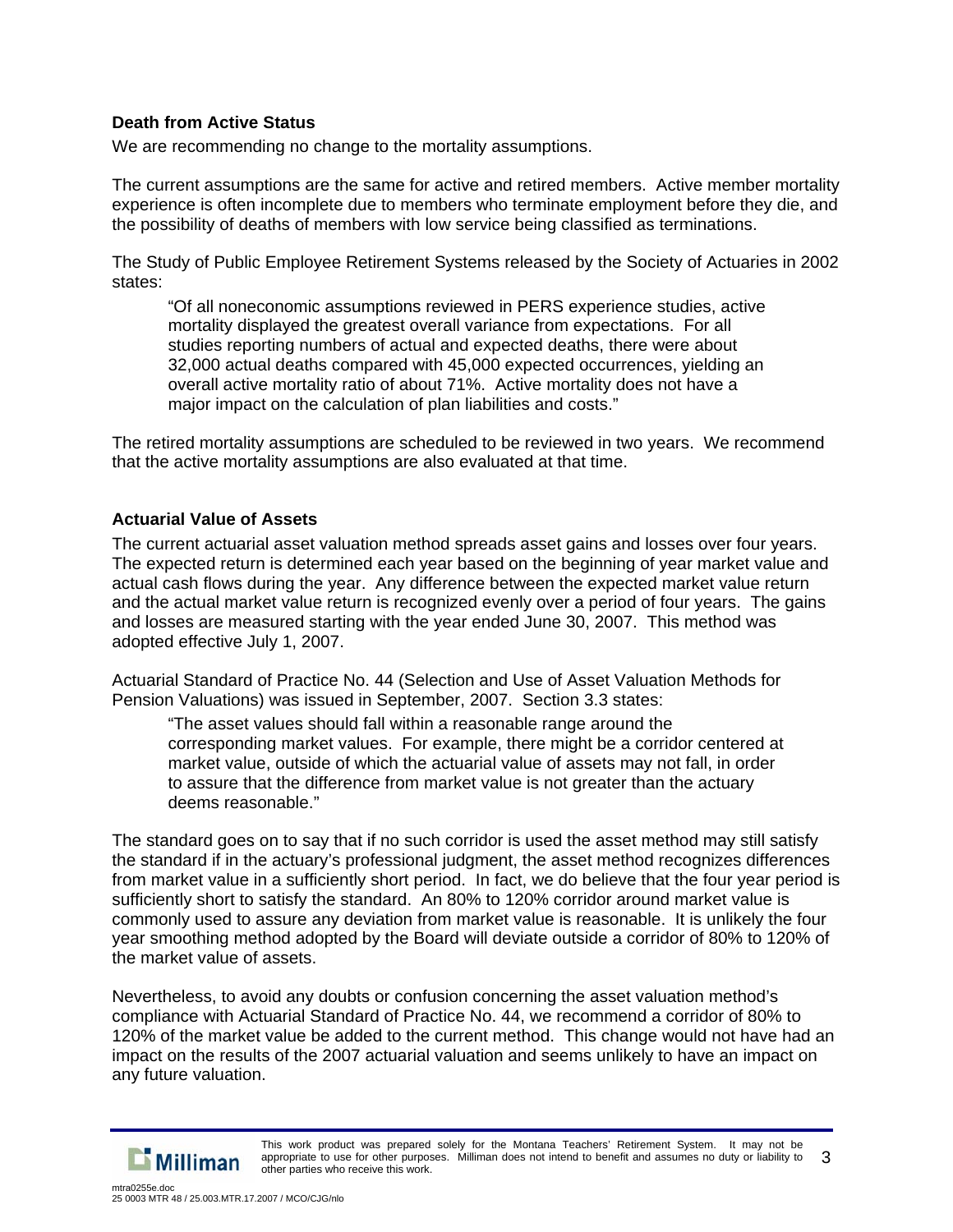### Death from Active Status

We are recommending no change to the mortality assumptions.

The current assumptions are the same for active and retired members. Active member mortality experience is often incomplete due to members who terminate employment before they die, and the possibility of deaths of members with low service being classified as terminations.

The Study of Public Employee Retirement Systems released by the Society of Actuaries in 2002 states:

> "Of all noneconomic assumptions reviewed in PERS experience studies, active mortality displayed the greatest overall variance from expectations. For all studies reporting numbers of actual and expected deaths, there were about 32,000 actual deaths compared with 45,000 expected occurrences, yielding an overall active mortality ratio of about 71%. Active mortality does not have a major impact on the calculation of plan liabilities and costs."

The retired mortality assumptions are scheduled to be reviewed in two years. We recommend that the active mortality assumptions are also evaluated at that time.

### Actuarial Value of Assets

The current actuarial asset valuation method spreads asset gains and losses over four years. The expected return is determined each year based on the beginning of year market value and actual cash flows during the year. Any difference between the expected market value return and the actual market value return is recognized evenly over a period of four years. The gains and losses are measured starting with the year ended June 30, 2007. This method was adopted effective July 1, 2007.

Actuarial Standard of Practice No. 44 (Selection and Use of Asset Valuation Methods for Pension Valuations) was issued in September, 2007. Section 3.3 states:

> "The asset values should fall within a reasonable range around the corresponding market values. For example, there might be a corridor centered at market value, outside of which the actuarial value of assets may not fall, in order to assure that the difference from market value is not greater than the actuary deems reasonable."

The standard goes on to say that if no such corridor is used the asset method may still satisfy the standard if in the actuary's professional judgment, the asset method recognizes differences from market value in a sufficiently short period. In fact, we do believe that the four year period is sufficiently short to satisfy the standard. An 80% to 120% corridor around market value is commonly used to assure any deviation from market value is reasonable. It is unlikely the four year smoothing method adopted by the Board will deviate outside a corridor of 80% to 120% of the market value of assets.

Nevertheless, to avoid any doubts or confusion concerning the asset valuation method's compliance with Actuarial Standard of Practice No. 44, we recommend a corridor of 80% to 120% of the market value be added to the current method. This change would not have had an impact on the results of the 2007 actuarial valuation and seems unlikely to have an impact on any future valuation.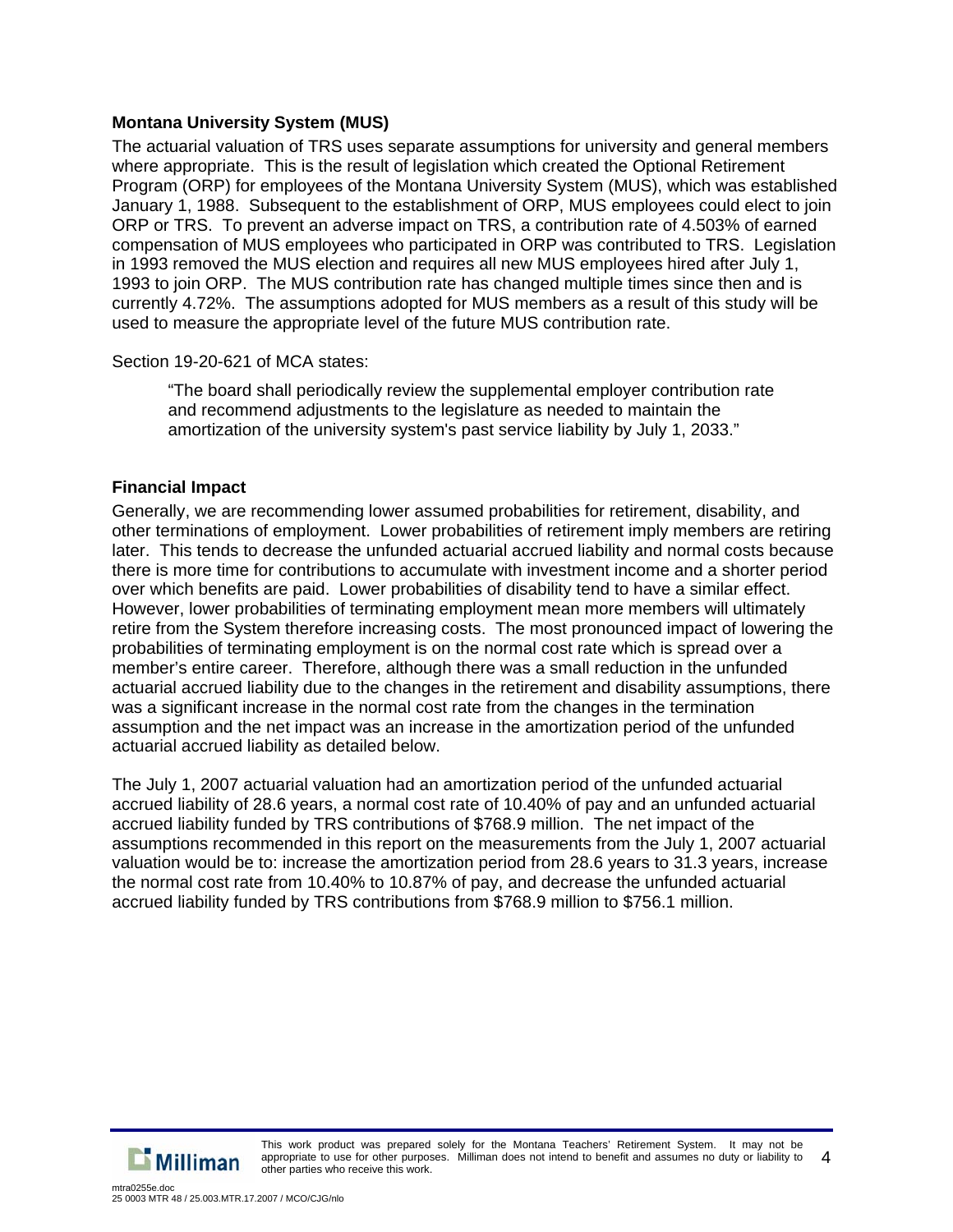### Montana University System (MUS)

The actuarial valuation of TRS uses separate assumptions for university and general members where appropriate. This is the result of legislation which created the Optional Retirement Program (ORP) for employees of the Montana University System (MUS), which was established January 1, 1988. Subsequent to the establishment of ORP, MUS employees could elect to join ORP or TRS. To prevent an adverse impact on TRS, a contribution rate of 4.503% of earned compensation of MUS employees who participated in ORP was contributed to TRS. Legislation in 1993 removed the MUS election and requires all new MUS employees hired after July 1, 1993 to join ORP. The MUS contribution rate has changed multiple times since then and is currently 4.72%. The assumptions adopted for MUS members as a result of this study will be used to measure the appropriate level of the future MUS contribution rate.

Section 19-20-621 of MCA states:

> "The board shall periodically review the supplemental employer contribution rate and recommend adjustments to the legislature as needed to maintain the amortization of the university system's past service liability by July 1, 2033."

### Financial Impact

Generally, we are recommending lower assumed probabilities for retirement, disability, and other terminations of employment. Lower probabilities of retirement imply members are retiring later. This tends to decrease the unfunded actuarial accrued liability and normal costs because there is more time for contributions to accumulate with investment income and a shorter period over which benefits are paid. Lower probabilities of disability tend to have a similar effect. However, lower probabilities of terminating employment mean more members will ultimately retire from the System therefore increasing costs. The most pronounced impact of lowering the probabilities of terminating employment is on the normal cost rate which is spread over a member's entire career. Therefore, although there was a small reduction in the unfunded actuarial accrued liability due to the changes in the retirement and disability assumptions, there was a significant increase in the normal cost rate from the changes in the termination assumption and the net impact was an increase in the amortization period of the unfunded actuarial accrued liability as detailed below.

The July 1, 2007 actuarial valuation had an amortization period of the unfunded actuarial accrued liability of 28.6 years, a normal cost rate of 10.40% of pay and an unfunded actuarial accrued liability funded by TRS contributions of $768.9 million. The net impact of the assumptions recommended in this report on the measurements from the July 1, 2007 actuarial valuation would be to: increase the amortization period from 28.6 years to 31.3 years, increase the normal cost rate from 10.40% to 10.87% of pay, and decrease the unfunded actuarial accrued liability funded by TRS contributions from $768.9 million to $756.1 million.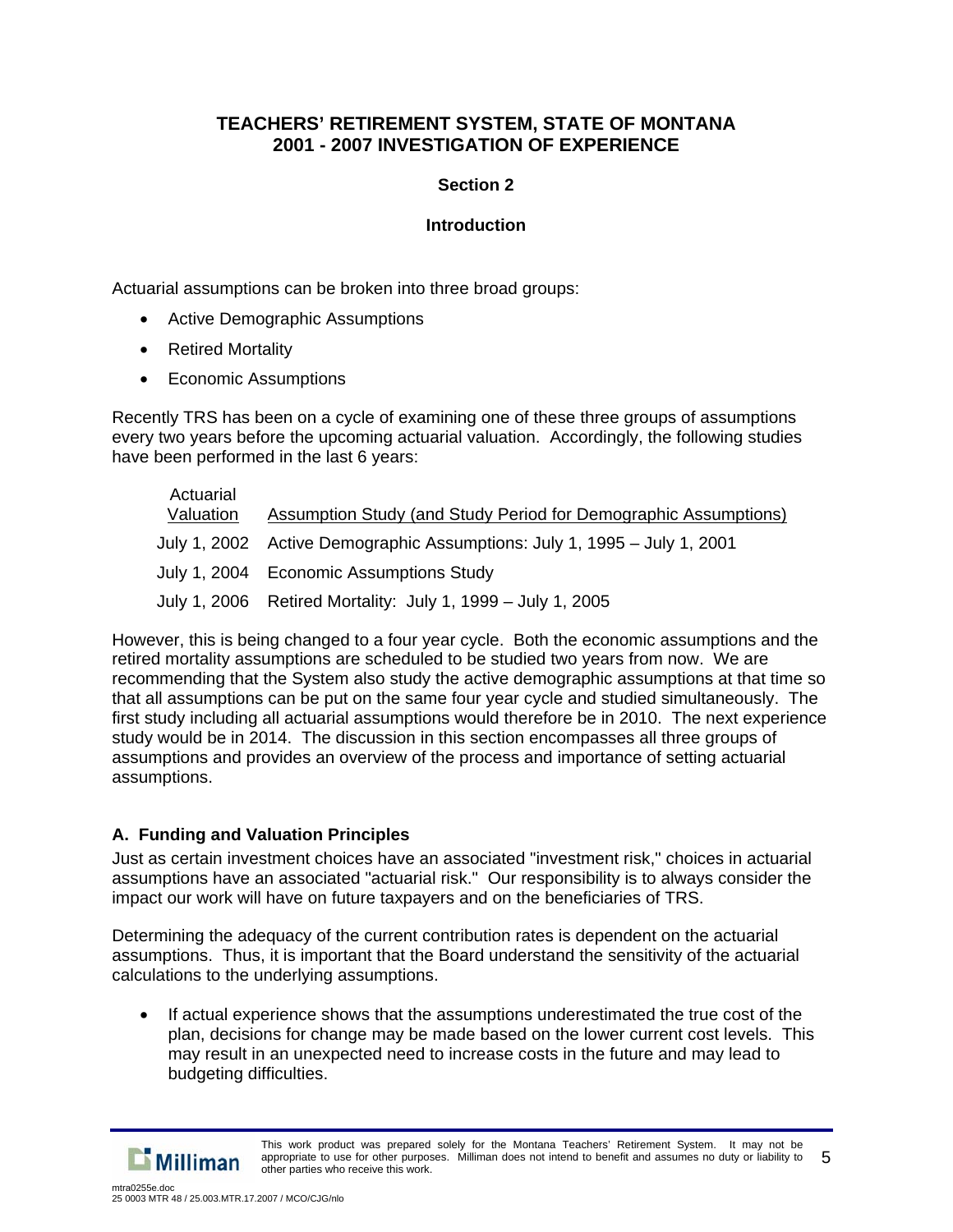# TEACHERS' RETIREMENT SYSTEM, STATE OF MONTANA
# 2001 - 2007 INVESTIGATION OF EXPERIENCE

## Section 2

## Introduction

Actuarial assumptions can be broken into three broad groups:

- Active Demographic Assumptions
- Retired Mortality
- Economic Assumptions

Recently TRS has been on a cycle of examining one of these three groups of assumptions every two years before the upcoming actuarial valuation. Accordingly, the following studies have been performed in the last 6 years:

| Actuarial Valuation | Assumption Study (and Study Period for Demographic Assumptions) |
|---|---|
| July 1, 2002 | Active Demographic Assumptions: July 1, 1995 – July 1, 2001 |
| July 1, 2004 | Economic Assumptions Study |
| July 1, 2006 | Retired Mortality: July 1, 1999 – July 1, 2005 |

However, this is being changed to a four year cycle. Both the economic assumptions and the retired mortality assumptions are scheduled to be studied two years from now. We are recommending that the System also study the active demographic assumptions at that time so that all assumptions can be put on the same four year cycle and studied simultaneously. The first study including all actuarial assumptions would therefore be in 2010. The next experience study would be in 2014. The discussion in this section encompasses all three groups of assumptions and provides an overview of the process and importance of setting actuarial assumptions.

### A. Funding and Valuation Principles

Just as certain investment choices have an associated "investment risk," choices in actuarial assumptions have an associated "actuarial risk." Our responsibility is to always consider the impact our work will have on future taxpayers and on the beneficiaries of TRS.

Determining the adequacy of the current contribution rates is dependent on the actuarial assumptions. Thus, it is important that the Board understand the sensitivity of the actuarial calculations to the underlying assumptions.

- If actual experience shows that the assumptions underestimated the true cost of the plan, decisions for change may be made based on the lower current cost levels. This may result in an unexpected need to increase costs in the future and may lead to budgeting difficulties.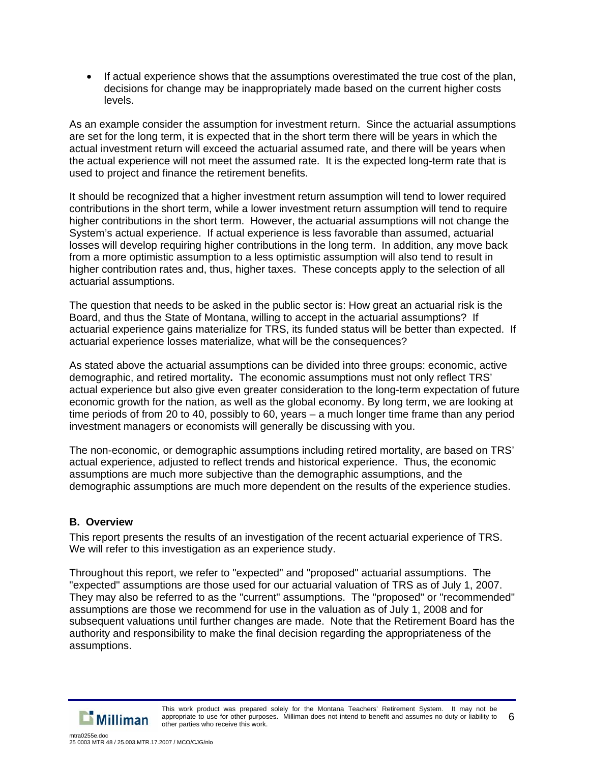- If actual experience shows that the assumptions overestimated the true cost of the plan, decisions for change may be inappropriately made based on the current higher costs levels.

As an example consider the assumption for investment return. Since the actuarial assumptions are set for the long term, it is expected that in the short term there will be years in which the actual investment return will exceed the actuarial assumed rate, and there will be years when the actual experience will not meet the assumed rate. It is the expected long-term rate that is used to project and finance the retirement benefits.

It should be recognized that a higher investment return assumption will tend to lower required contributions in the short term, while a lower investment return assumption will tend to require higher contributions in the short term. However, the actuarial assumptions will not change the System's actual experience. If actual experience is less favorable than assumed, actuarial losses will develop requiring higher contributions in the long term. In addition, any move back from a more optimistic assumption to a less optimistic assumption will also tend to result in higher contribution rates and, thus, higher taxes. These concepts apply to the selection of all actuarial assumptions.

The question that needs to be asked in the public sector is: How great an actuarial risk is the Board, and thus the State of Montana, willing to accept in the actuarial assumptions? If actuarial experience gains materialize for TRS, its funded status will be better than expected. If actuarial experience losses materialize, what will be the consequences?

As stated above the actuarial assumptions can be divided into three groups: economic, active demographic, and retired mortality**.** The economic assumptions must not only reflect TRS' actual experience but also give even greater consideration to the long-term expectation of future economic growth for the nation, as well as the global economy. By long term, we are looking at time periods of from 20 to 40, possibly to 60, years – a much longer time frame than any period investment managers or economists will generally be discussing with you.

The non-economic, or demographic assumptions including retired mortality, are based on TRS' actual experience, adjusted to reflect trends and historical experience. Thus, the economic assumptions are much more subjective than the demographic assumptions, and the demographic assumptions are much more dependent on the results of the experience studies.

## B. Overview

This report presents the results of an investigation of the recent actuarial experience of TRS. We will refer to this investigation as an experience study.

Throughout this report, we refer to "expected" and "proposed" actuarial assumptions. The "expected" assumptions are those used for our actuarial valuation of TRS as of July 1, 2007. They may also be referred to as the "current" assumptions. The "proposed" or "recommended" assumptions are those we recommend for use in the valuation as of July 1, 2008 and for subsequent valuations until further changes are made. Note that the Retirement Board has the authority and responsibility to make the final decision regarding the appropriateness of the assumptions.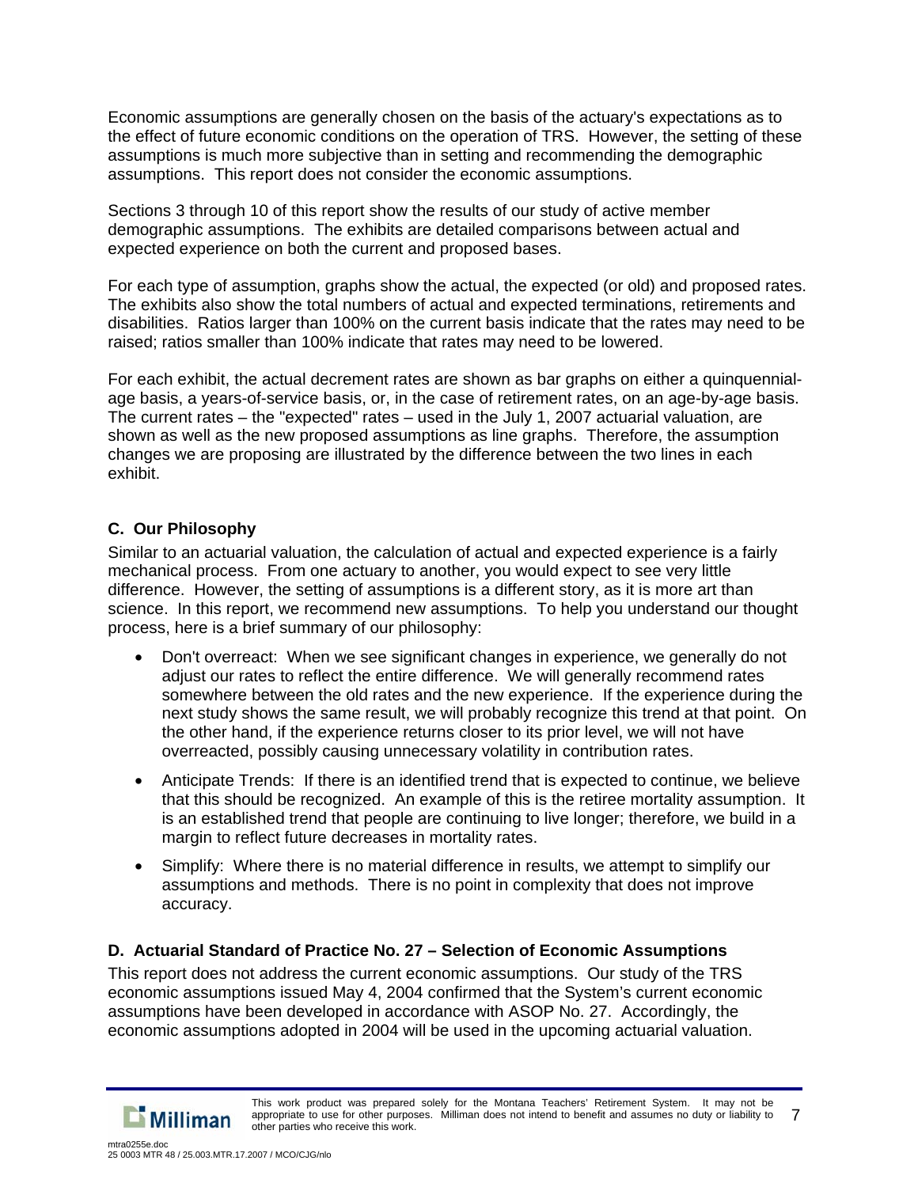Economic assumptions are generally chosen on the basis of the actuary's expectations as to the effect of future economic conditions on the operation of TRS. However, the setting of these assumptions is much more subjective than in setting and recommending the demographic assumptions. This report does not consider the economic assumptions.

Sections 3 through 10 of this report show the results of our study of active member demographic assumptions. The exhibits are detailed comparisons between actual and expected experience on both the current and proposed bases.

For each type of assumption, graphs show the actual, the expected (or old) and proposed rates. The exhibits also show the total numbers of actual and expected terminations, retirements and disabilities. Ratios larger than 100% on the current basis indicate that the rates may need to be raised; ratios smaller than 100% indicate that rates may need to be lowered.

For each exhibit, the actual decrement rates are shown as bar graphs on either a quinquennial-age basis, a years-of-service basis, or, in the case of retirement rates, on an age-by-age basis. The current rates – the "expected" rates – used in the July 1, 2007 actuarial valuation, are shown as well as the new proposed assumptions as line graphs. Therefore, the assumption changes we are proposing are illustrated by the difference between the two lines in each exhibit.

### C. Our Philosophy

Similar to an actuarial valuation, the calculation of actual and expected experience is a fairly mechanical process. From one actuary to another, you would expect to see very little difference. However, the setting of assumptions is a different story, as it is more art than science. In this report, we recommend new assumptions. To help you understand our thought process, here is a brief summary of our philosophy:

- Don't overreact: When we see significant changes in experience, we generally do not adjust our rates to reflect the entire difference. We will generally recommend rates somewhere between the old rates and the new experience. If the experience during the next study shows the same result, we will probably recognize this trend at that point. On the other hand, if the experience returns closer to its prior level, we will not have overreacted, possibly causing unnecessary volatility in contribution rates.
- Anticipate Trends: If there is an identified trend that is expected to continue, we believe that this should be recognized. An example of this is the retiree mortality assumption. It is an established trend that people are continuing to live longer; therefore, we build in a margin to reflect future decreases in mortality rates.
- Simplify: Where there is no material difference in results, we attempt to simplify our assumptions and methods. There is no point in complexity that does not improve accuracy.

### D. Actuarial Standard of Practice No. 27 – Selection of Economic Assumptions

This report does not address the current economic assumptions. Our study of the TRS economic assumptions issued May 4, 2004 confirmed that the System's current economic assumptions have been developed in accordance with ASOP No. 27. Accordingly, the economic assumptions adopted in 2004 will be used in the upcoming actuarial valuation.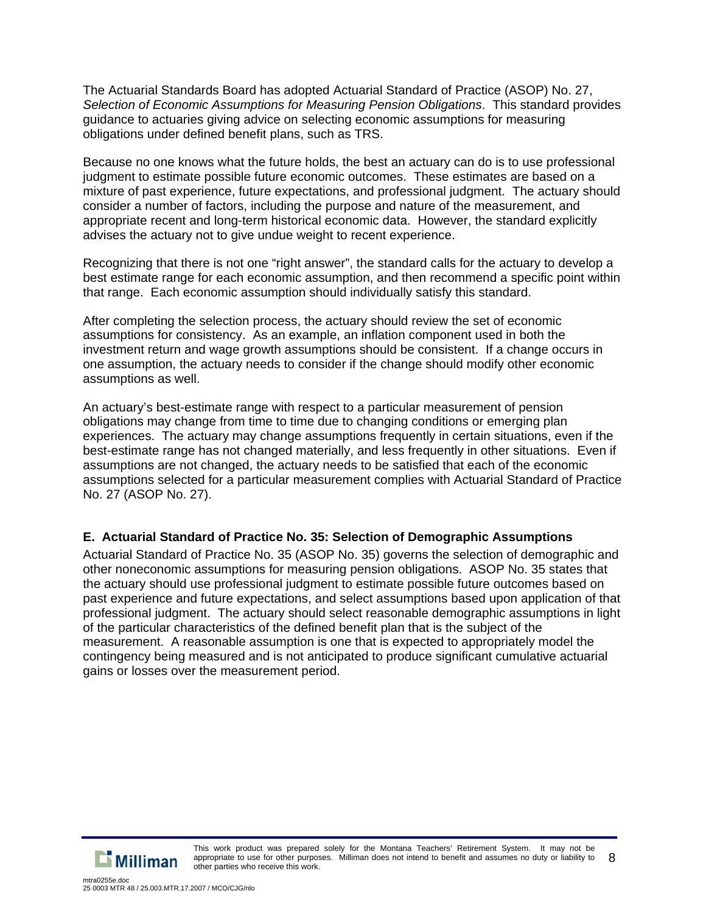The Actuarial Standards Board has adopted Actuarial Standard of Practice (ASOP) No. 27, *Selection of Economic Assumptions for Measuring Pension Obligations*. This standard provides guidance to actuaries giving advice on selecting economic assumptions for measuring obligations under defined benefit plans, such as TRS.

Because no one knows what the future holds, the best an actuary can do is to use professional judgment to estimate possible future economic outcomes. These estimates are based on a mixture of past experience, future expectations, and professional judgment. The actuary should consider a number of factors, including the purpose and nature of the measurement, and appropriate recent and long-term historical economic data. However, the standard explicitly advises the actuary not to give undue weight to recent experience.

Recognizing that there is not one "right answer", the standard calls for the actuary to develop a best estimate range for each economic assumption, and then recommend a specific point within that range. Each economic assumption should individually satisfy this standard.

After completing the selection process, the actuary should review the set of economic assumptions for consistency. As an example, an inflation component used in both the investment return and wage growth assumptions should be consistent. If a change occurs in one assumption, the actuary needs to consider if the change should modify other economic assumptions as well.

An actuary's best-estimate range with respect to a particular measurement of pension obligations may change from time to time due to changing conditions or emerging plan experiences. The actuary may change assumptions frequently in certain situations, even if the best-estimate range has not changed materially, and less frequently in other situations. Even if assumptions are not changed, the actuary needs to be satisfied that each of the economic assumptions selected for a particular measurement complies with Actuarial Standard of Practice No. 27 (ASOP No. 27).

### E. Actuarial Standard of Practice No. 35: Selection of Demographic Assumptions

Actuarial Standard of Practice No. 35 (ASOP No. 35) governs the selection of demographic and other noneconomic assumptions for measuring pension obligations. ASOP No. 35 states that the actuary should use professional judgment to estimate possible future outcomes based on past experience and future expectations, and select assumptions based upon application of that professional judgment. The actuary should select reasonable demographic assumptions in light of the particular characteristics of the defined benefit plan that is the subject of the measurement. A reasonable assumption is one that is expected to appropriately model the contingency being measured and is not anticipated to produce significant cumulative actuarial gains or losses over the measurement period.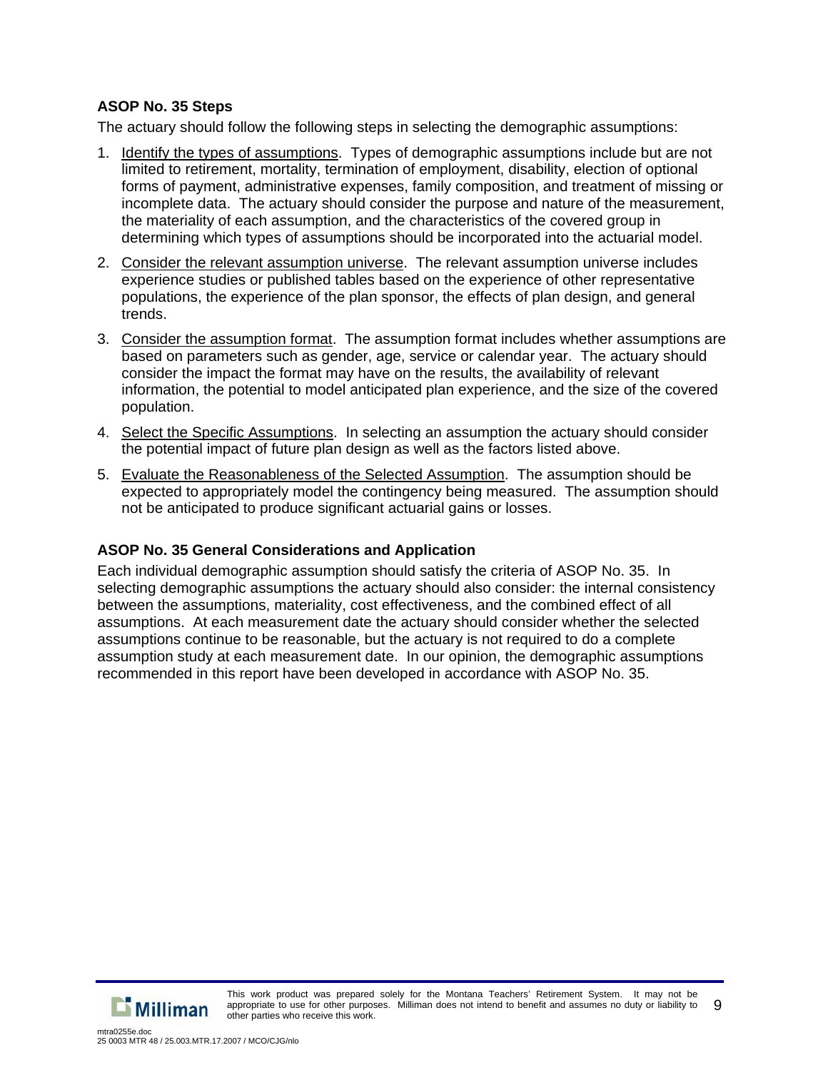### ASOP No. 35 Steps

The actuary should follow the following steps in selecting the demographic assumptions:

1. Identify the types of assumptions. Types of demographic assumptions include but are not limited to retirement, mortality, termination of employment, disability, election of optional forms of payment, administrative expenses, family composition, and treatment of missing or incomplete data. The actuary should consider the purpose and nature of the measurement, the materiality of each assumption, and the characteristics of the covered group in determining which types of assumptions should be incorporated into the actuarial model.
2. Consider the relevant assumption universe. The relevant assumption universe includes experience studies or published tables based on the experience of other representative populations, the experience of the plan sponsor, the effects of plan design, and general trends.
3. Consider the assumption format. The assumption format includes whether assumptions are based on parameters such as gender, age, service or calendar year. The actuary should consider the impact the format may have on the results, the availability of relevant information, the potential to model anticipated plan experience, and the size of the covered population.
4. Select the Specific Assumptions. In selecting an assumption the actuary should consider the potential impact of future plan design as well as the factors listed above.
5. Evaluate the Reasonableness of the Selected Assumption. The assumption should be expected to appropriately model the contingency being measured. The assumption should not be anticipated to produce significant actuarial gains or losses.

### ASOP No. 35 General Considerations and Application

Each individual demographic assumption should satisfy the criteria of ASOP No. 35. In selecting demographic assumptions the actuary should also consider: the internal consistency between the assumptions, materiality, cost effectiveness, and the combined effect of all assumptions. At each measurement date the actuary should consider whether the selected assumptions continue to be reasonable, but the actuary is not required to do a complete assumption study at each measurement date. In our opinion, the demographic assumptions recommended in this report have been developed in accordance with ASOP No. 35.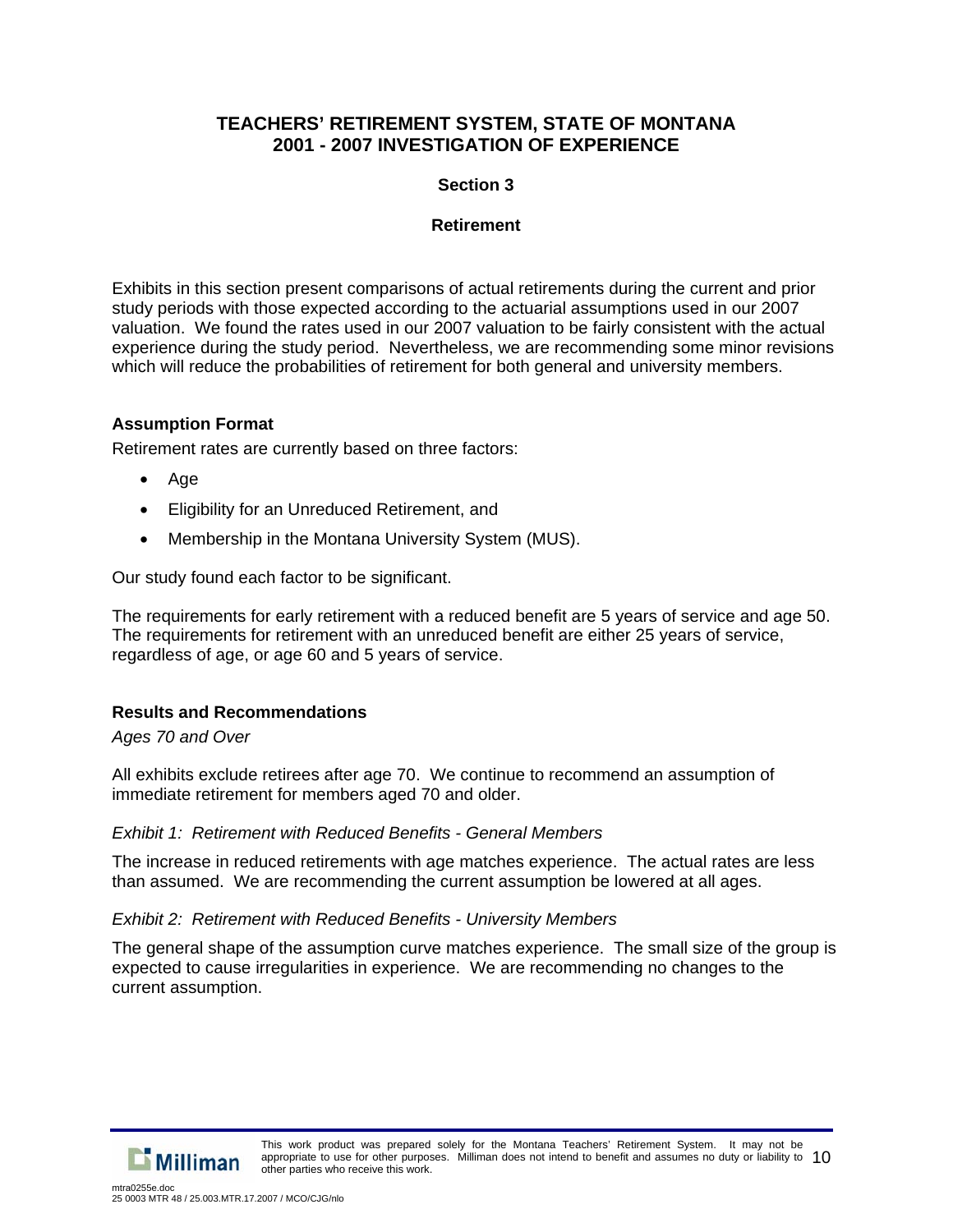# TEACHERS' RETIREMENT SYSTEM, STATE OF MONTANA
# 2001 - 2007 INVESTIGATION OF EXPERIENCE

## Section 3

## Retirement

Exhibits in this section present comparisons of actual retirements during the current and prior study periods with those expected according to the actuarial assumptions used in our 2007 valuation. We found the rates used in our 2007 valuation to be fairly consistent with the actual experience during the study period. Nevertheless, we are recommending some minor revisions which will reduce the probabilities of retirement for both general and university members.

### Assumption Format

Retirement rates are currently based on three factors:

- Age
- Eligibility for an Unreduced Retirement, and
- Membership in the Montana University System (MUS).

Our study found each factor to be significant.

The requirements for early retirement with a reduced benefit are 5 years of service and age 50. The requirements for retirement with an unreduced benefit are either 25 years of service, regardless of age, or age 60 and 5 years of service.

### Results and Recommendations

*Ages 70 and Over*

All exhibits exclude retirees after age 70. We continue to recommend an assumption of immediate retirement for members aged 70 and older.

*Exhibit 1: Retirement with Reduced Benefits - General Members*

The increase in reduced retirements with age matches experience. The actual rates are less than assumed. We are recommending the current assumption be lowered at all ages.

*Exhibit 2: Retirement with Reduced Benefits - University Members*

The general shape of the assumption curve matches experience. The small size of the group is expected to cause irregularities in experience. We are recommending no changes to the current assumption.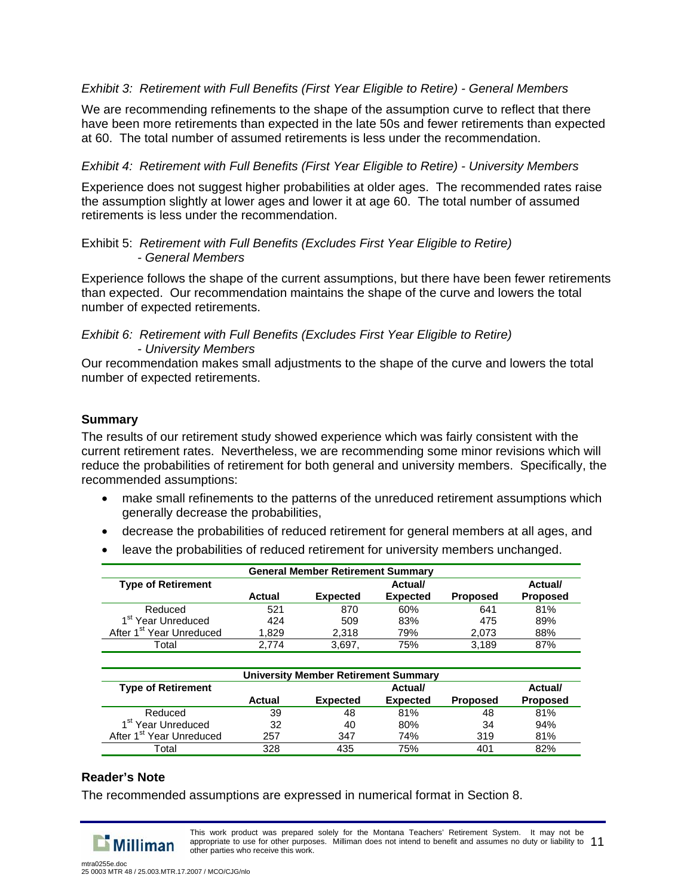*Exhibit 3: Retirement with Full Benefits (First Year Eligible to Retire) - General Members*

We are recommending refinements to the shape of the assumption curve to reflect that there have been more retirements than expected in the late 50s and fewer retirements than expected at 60. The total number of assumed retirements is less under the recommendation.

*Exhibit 4: Retirement with Full Benefits (First Year Eligible to Retire) - University Members*

Experience does not suggest higher probabilities at older ages. The recommended rates raise the assumption slightly at lower ages and lower it at age 60. The total number of assumed retirements is less under the recommendation.

Exhibit 5: *Retirement with Full Benefits (Excludes First Year Eligible to Retire) - General Members*

Experience follows the shape of the current assumptions, but there have been fewer retirements than expected. Our recommendation maintains the shape of the curve and lowers the total number of expected retirements.

*Exhibit 6: Retirement with Full Benefits (Excludes First Year Eligible to Retire) - University Members*

Our recommendation makes small adjustments to the shape of the curve and lowers the total number of expected retirements.

**Summary**

The results of our retirement study showed experience which was fairly consistent with the current retirement rates. Nevertheless, we are recommending some minor revisions which will reduce the probabilities of retirement for both general and university members. Specifically, the recommended assumptions:

- make small refinements to the patterns of the unreduced retirement assumptions which generally decrease the probabilities,
- decrease the probabilities of reduced retirement for general members at all ages, and
- leave the probabilities of reduced retirement for university members unchanged.

**General Member Retirement Summary**

| Type of Retirement | Actual | Expected | Actual/ Expected | Proposed | Actual/ Proposed |
|---|---|---|---|---|---|
| Reduced | 521 | 870 | 60% | 641 | 81% |
| 1st Year Unreduced | 424 | 509 | 83% | 475 | 89% |
| After 1st Year Unreduced | 1,829 | 2,318 | 79% | 2,073 | 88% |
| Total | 2,774 | 3,697, | 75% | 3,189 | 87% |

**University Member Retirement Summary**

| Type of Retirement | Actual | Expected | Actual/ Expected | Proposed | Actual/ Proposed |
|---|---|---|---|---|---|
| Reduced | 39 | 48 | 81% | 48 | 81% |
| 1st Year Unreduced | 32 | 40 | 80% | 34 | 94% |
| After 1st Year Unreduced | 257 | 347 | 74% | 319 | 81% |
| Total | 328 | 435 | 75% | 401 | 82% |

**Reader's Note**

The recommended assumptions are expressed in numerical format in Section 8.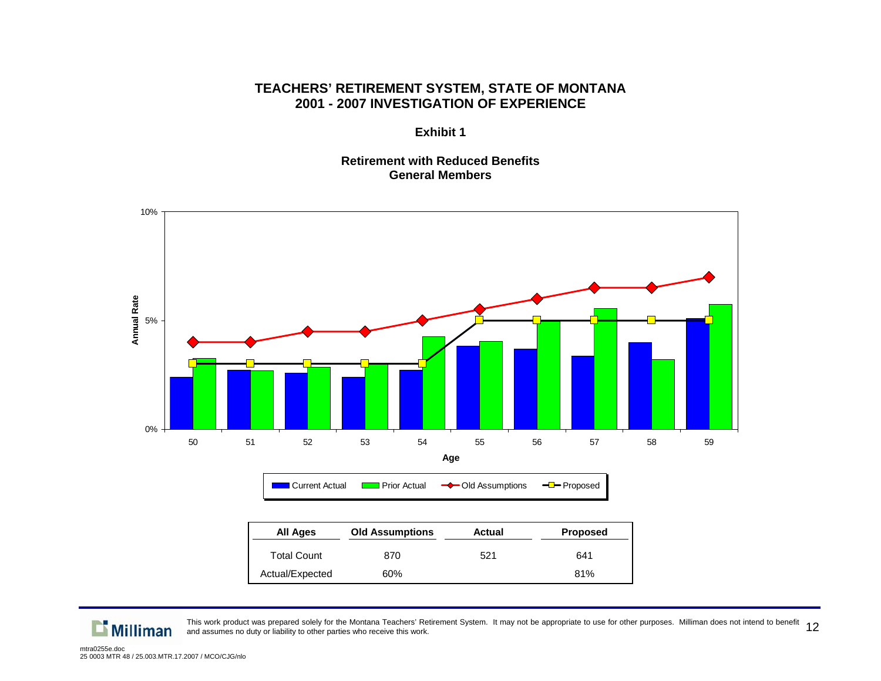# TEACHERS' RETIREMENT SYSTEM, STATE OF MONTANA
## 2001 - 2007 INVESTIGATION OF EXPERIENCE

### Exhibit 1

### Retirement with Reduced Benefits
### General Members

| All Ages | Old Assumptions | Actual | Proposed |
|---|---|---|---|
| Total Count | 870 | 521 | 641 |
| Actual/Expected | 60% | | 81% |

This work product was prepared solely for the Montana Teachers' Retirement System. It may not be appropriate to use for other purposes. Milliman does not intend to benefit and assumes no duty or liability to other parties who receive this work.

mtra0255e.doc
25 0003 MTR 48 / 25.003.MTR.17.2007 / MCO/CJG/nlo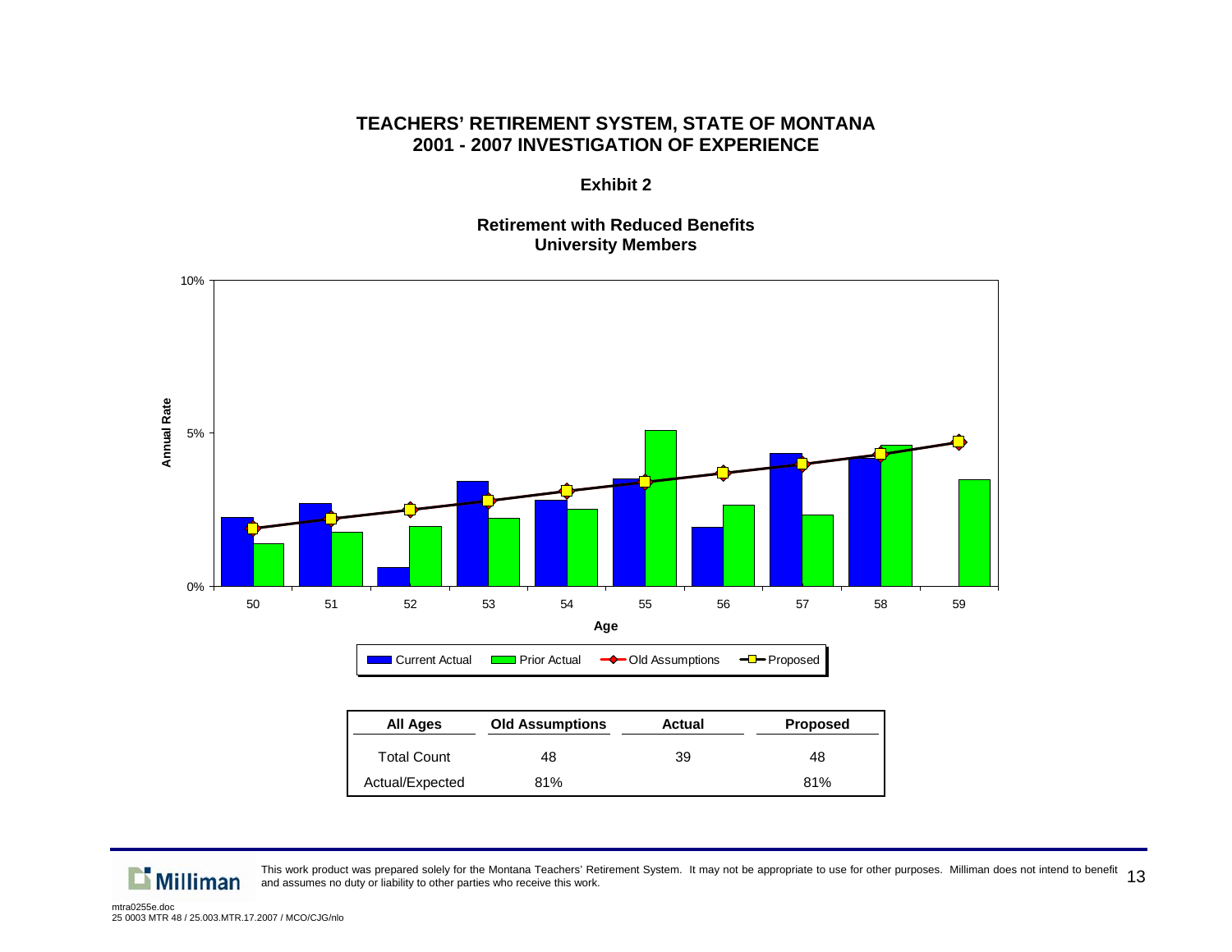# TEACHERS' RETIREMENT SYSTEM, STATE OF MONTANA
# 2001 - 2007 INVESTIGATION OF EXPERIENCE

## Exhibit 2

### Retirement with Reduced Benefits
### University Members

| All Ages | Old Assumptions | Actual | Proposed |
|---|---|---|---|
| Total Count | 48 | 39 | 48 |
| Actual/Expected | 81% | | 81% |

This work product was prepared solely for the Montana Teachers' Retirement System. It may not be appropriate to use for other purposes. Milliman does not intend to benefit and assumes no duty or liability to other parties who receive this work.

mtra0255e.doc
25 0003 MTR 48 / 25.003.MTR.17.2007 / MCO/CJG/nlo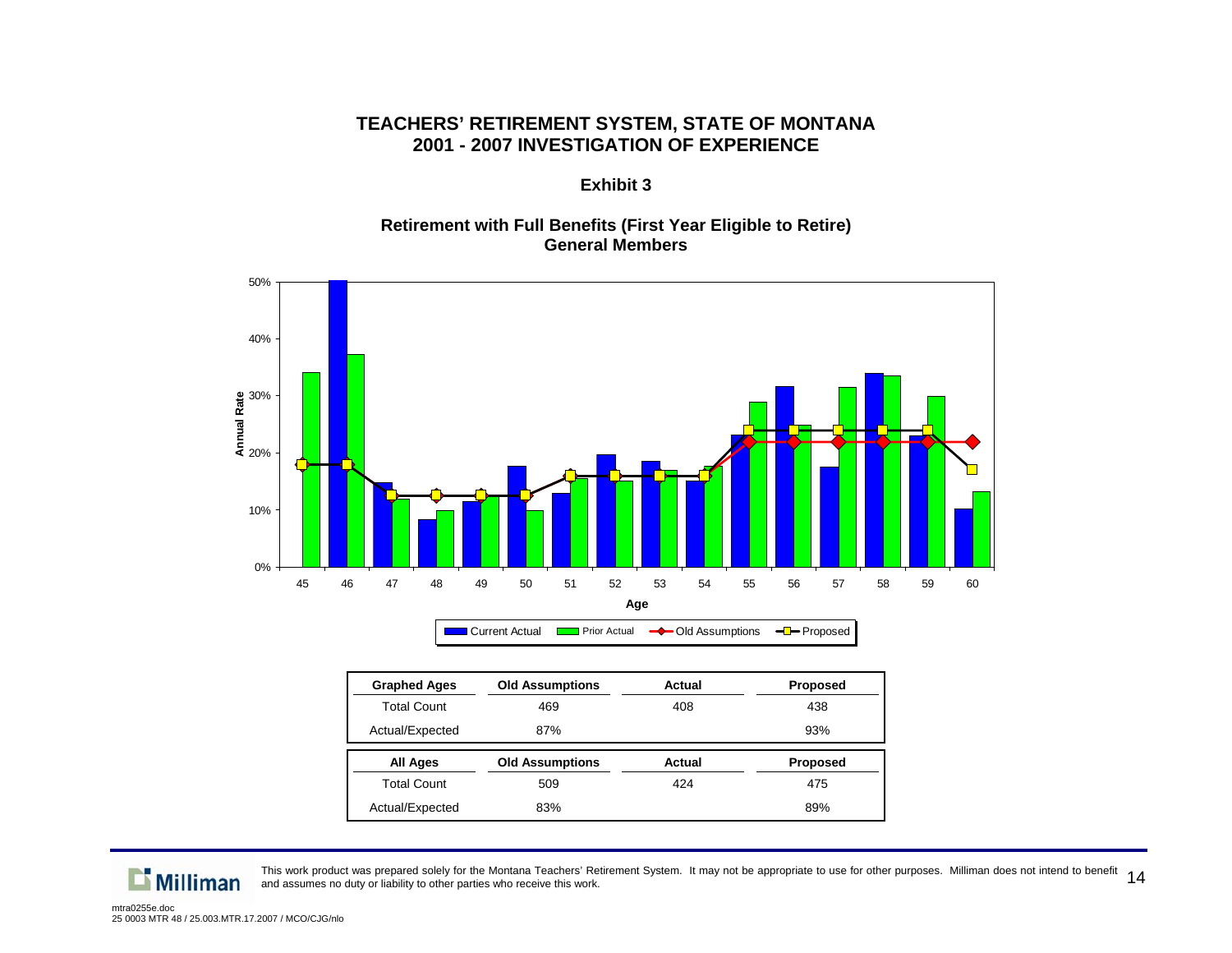# TEACHERS' RETIREMENT SYSTEM, STATE OF MONTANA
# 2001 - 2007 INVESTIGATION OF EXPERIENCE

## Exhibit 3

### Retirement with Full Benefits (First Year Eligible to Retire)
### General Members

| Graphed Ages | Old Assumptions | Actual | Proposed |
|---|---|---|---|
| Total Count | 469 | 408 | 438 |
| Actual/Expected | 87% | | 93% |

| All Ages | Old Assumptions | Actual | Proposed |
|---|---|---|---|
| Total Count | 509 | 424 | 475 |
| Actual/Expected | 83% | | 89% |

This work product was prepared solely for the Montana Teachers' Retirement System. It may not be appropriate to use for other purposes. Milliman does not intend to benefit and assumes no duty or liability to other parties who receive this work.

mtra0255e.doc
25 0003 MTR 48 / 25.003.MTR.17.2007 / MCO/CJG/nlo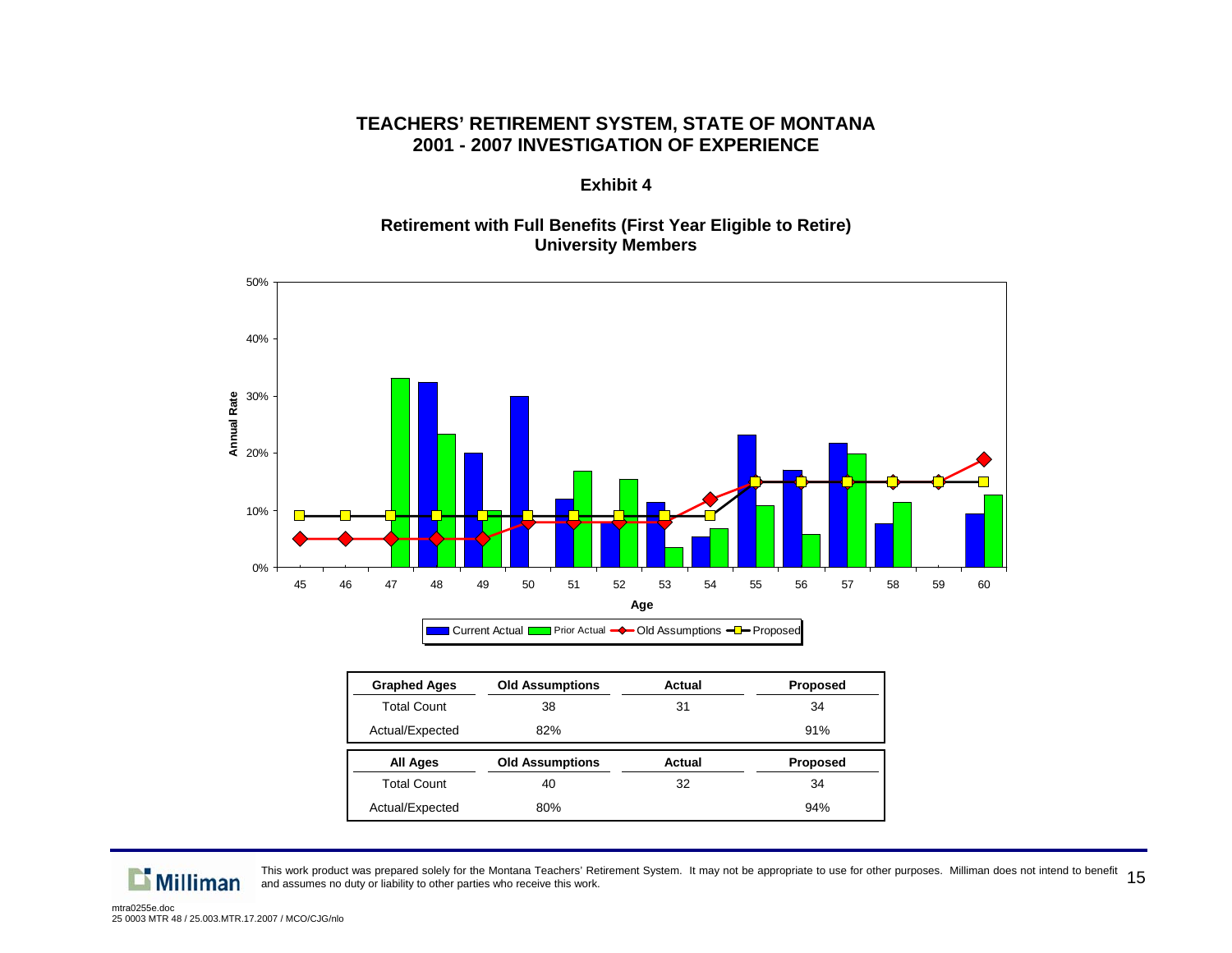# TEACHERS' RETIREMENT SYSTEM, STATE OF MONTANA
# 2001 - 2007 INVESTIGATION OF EXPERIENCE

## Exhibit 4

### Retirement with Full Benefits (First Year Eligible to Retire)
### University Members

| Graphed Ages | Old Assumptions | Actual | Proposed |
|---|---|---|---|
| Total Count | 38 | 31 | 34 |
| Actual/Expected | 82% | | 91% |

| All Ages | Old Assumptions | Actual | Proposed |
|---|---|---|---|
| Total Count | 40 | 32 | 34 |
| Actual/Expected | 80% | | 94% |

This work product was prepared solely for the Montana Teachers' Retirement System. It may not be appropriate to use for other purposes. Milliman does not intend to benefit and assumes no duty or liability to other parties who receive this work.

mtra0255e.doc
25 0003 MTR 48 / 25.003.MTR.17.2007 / MCO/CJG/nlo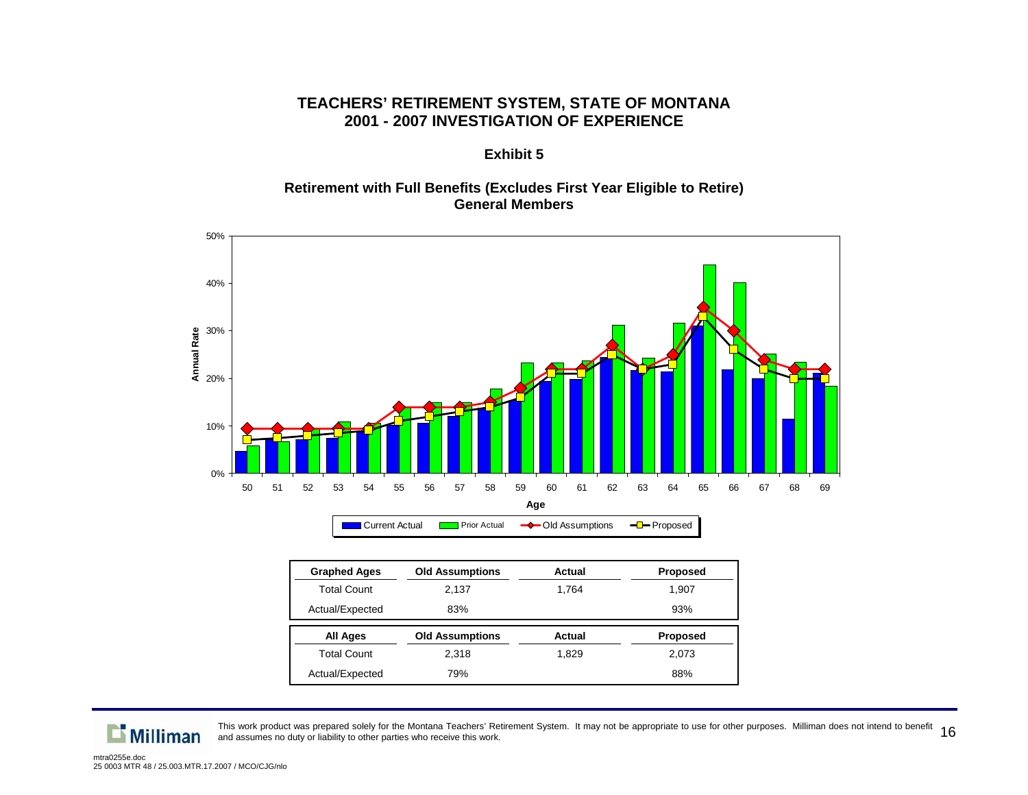# TEACHERS' RETIREMENT SYSTEM, STATE OF MONTANA
# 2001 - 2007 INVESTIGATION OF EXPERIENCE

## Exhibit 5

### Retirement with Full Benefits (Excludes First Year Eligible to Retire)
### General Members

| Graphed Ages | Old Assumptions | Actual | Proposed |
|---|---|---|---|
| Total Count | 2,137 | 1,764 | 1,907 |
| Actual/Expected | 83% | | 93% |

| All Ages | Old Assumptions | Actual | Proposed |
|---|---|---|---|
| Total Count | 2,318 | 1,829 | 2,073 |
| Actual/Expected | 79% | | 88% |

This work product was prepared solely for the Montana Teachers' Retirement System. It may not be appropriate to use for other purposes. Milliman does not intend to benefit and assumes no duty or liability to other parties who receive this work.

mtra0255e.doc
25 0003 MTR 48 / 25.003.MTR.17.2007 / MCO/CJG/nlo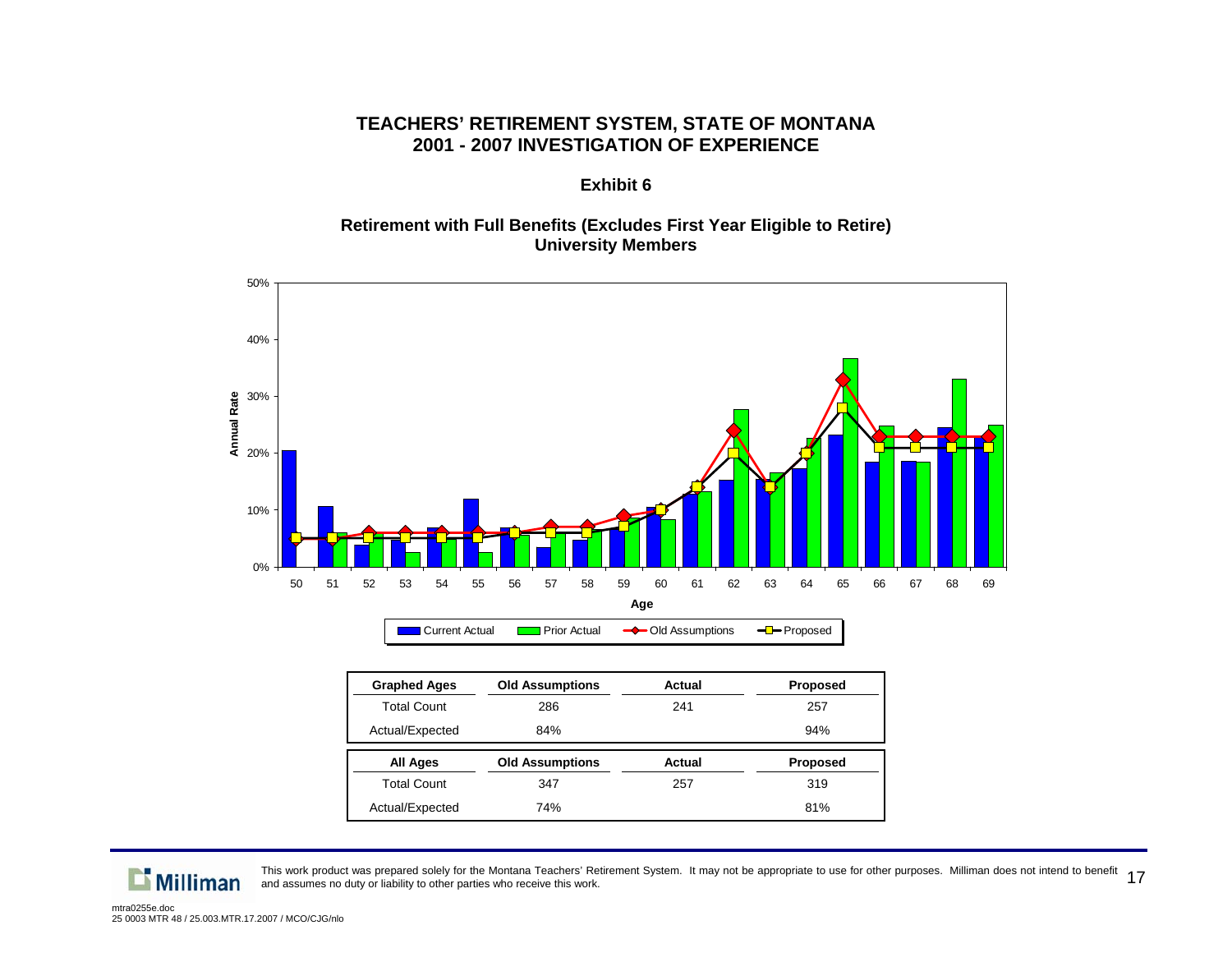# TEACHERS' RETIREMENT SYSTEM, STATE OF MONTANA
# 2001 - 2007 INVESTIGATION OF EXPERIENCE

## Exhibit 6

### Retirement with Full Benefits (Excludes First Year Eligible to Retire)
### University Members

| Graphed Ages | Old Assumptions | Actual | Proposed |
|---|---|---|---|
| Total Count | 286 | 241 | 257 |
| Actual/Expected | 84% | | 94% |

| All Ages | Old Assumptions | Actual | Proposed |
|---|---|---|---|
| Total Count | 347 | 257 | 319 |
| Actual/Expected | 74% | | 81% |

This work product was prepared solely for the Montana Teachers' Retirement System. It may not be appropriate to use for other purposes. Milliman does not intend to benefit and assumes no duty or liability to other parties who receive this work.

mtra0255e.doc
25 0003 MTR 48 / 25.003.MTR.17.2007 / MCO/CJG/nlo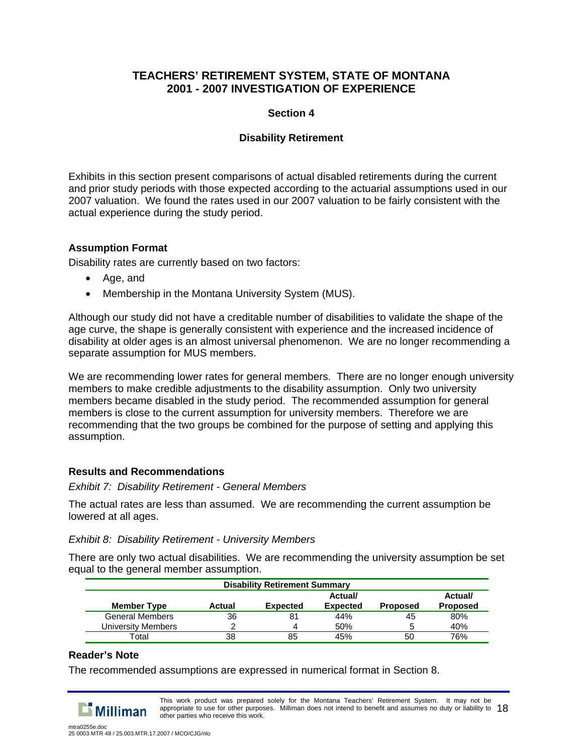# TEACHERS' RETIREMENT SYSTEM, STATE OF MONTANA
# 2001 - 2007 INVESTIGATION OF EXPERIENCE

## Section 4

## Disability Retirement

Exhibits in this section present comparisons of actual disabled retirements during the current and prior study periods with those expected according to the actuarial assumptions used in our 2007 valuation. We found the rates used in our 2007 valuation to be fairly consistent with the actual experience during the study period.

### Assumption Format

Disability rates are currently based on two factors:

- Age, and
- Membership in the Montana University System (MUS).

Although our study did not have a creditable number of disabilities to validate the shape of the age curve, the shape is generally consistent with experience and the increased incidence of disability at older ages is an almost universal phenomenon. We are no longer recommending a separate assumption for MUS members.

We are recommending lower rates for general members. There are no longer enough university members to make credible adjustments to the disability assumption. Only two university members became disabled in the study period. The recommended assumption for general members is close to the current assumption for university members. Therefore we are recommending that the two groups be combined for the purpose of setting and applying this assumption.

### Results and Recommendations

*Exhibit 7: Disability Retirement - General Members*

The actual rates are less than assumed. We are recommending the current assumption be lowered at all ages.

*Exhibit 8: Disability Retirement - University Members*

There are only two actual disabilities. We are recommending the university assumption be set equal to the general member assumption.

| Disability Retirement Summary | | | | | |
|---|---|---|---|---|---|
| Member Type | Actual | Expected | Actual/ Expected | Proposed | Actual/ Proposed |
| General Members | 36 | 81 | 44% | 45 | 80% |
| University Members | 2 | 4 | 50% | 5 | 40% |
| Total | 38 | 85 | 45% | 50 | 76% |

### Reader's Note

The recommended assumptions are expressed in numerical format in Section 8.

This work product was prepared solely for the Montana Teachers' Retirement System. It may not be appropriate to use for other purposes. Milliman does not intend to benefit and assumes no duty or liability to other parties who receive this work.

mtra0255e.doc
25 0003 MTR 48 / 25.003.MTR.17.2007 / MCO/CJG/nlo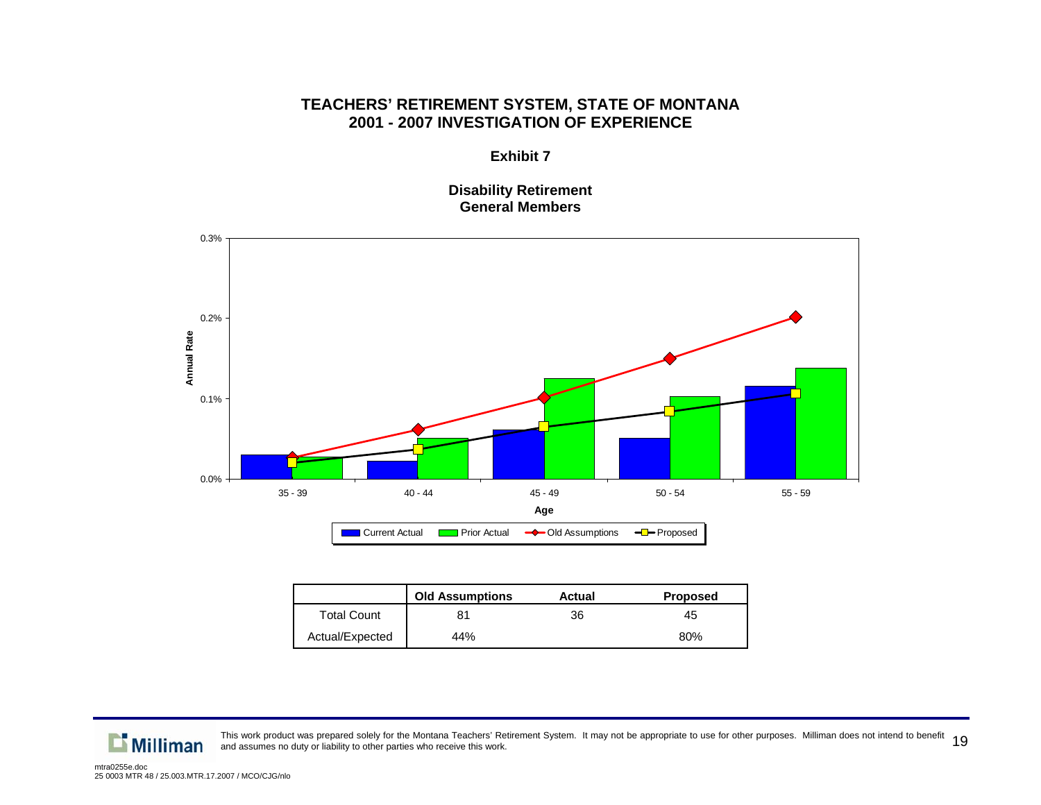# TEACHERS' RETIREMENT SYSTEM, STATE OF MONTANA
# 2001 - 2007 INVESTIGATION OF EXPERIENCE

## Exhibit 7

### Disability Retirement
### General Members

|  | Old Assumptions | Actual | Proposed |
|---|---|---|---|
| Total Count | 81 | 36 | 45 |
| Actual/Expected | 44% |  | 80% |

This work product was prepared solely for the Montana Teachers' Retirement System. It may not be appropriate to use for other purposes. Milliman does not intend to benefit and assumes no duty or liability to other parties who receive this work.

mtra0255e.doc
25 0003 MTR 48 / 25.003.MTR.17.2007 / MCO/CJG/nlo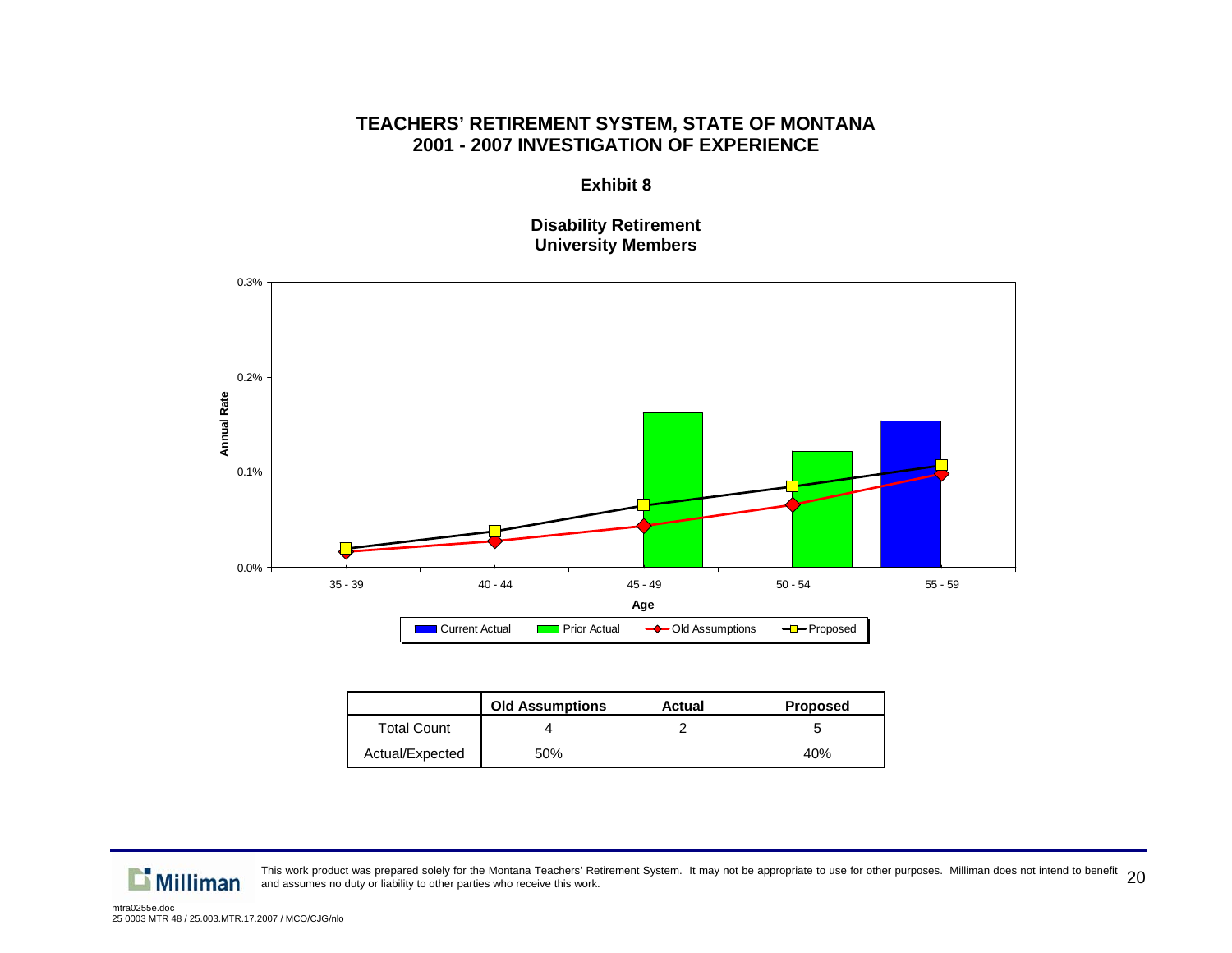# TEACHERS' RETIREMENT SYSTEM, STATE OF MONTANA
# 2001 - 2007 INVESTIGATION OF EXPERIENCE

## Exhibit 8

### Disability Retirement
### University Members

| | Old Assumptions | Actual | Proposed |
|---|---|---|---|
| Total Count | 4 | 2 | 5 |
| Actual/Expected | 50% | | 40% |

This work product was prepared solely for the Montana Teachers' Retirement System. It may not be appropriate to use for other purposes. Milliman does not intend to benefit and assumes no duty or liability to other parties who receive this work.

mtra0255e.doc
25 0003 MTR 48 / 25.003.MTR.17.2007 / MCO/CJG/nlo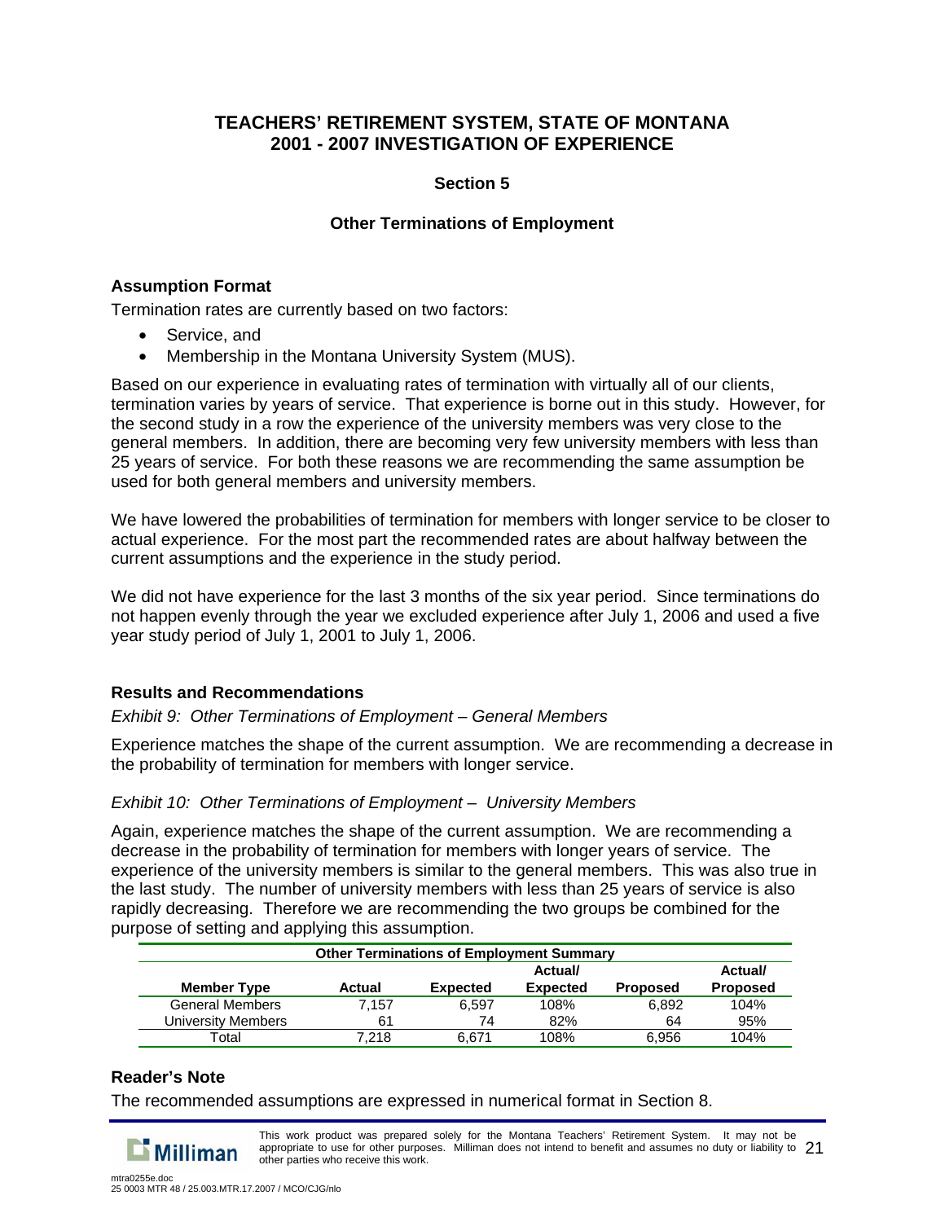# TEACHERS' RETIREMENT SYSTEM, STATE OF MONTANA 2001 - 2007 INVESTIGATION OF EXPERIENCE

## Section 5

## Other Terminations of Employment

### Assumption Format

Termination rates are currently based on two factors:

- Service, and
- Membership in the Montana University System (MUS).

Based on our experience in evaluating rates of termination with virtually all of our clients, termination varies by years of service. That experience is borne out in this study. However, for the second study in a row the experience of the university members was very close to the general members. In addition, there are becoming very few university members with less than 25 years of service. For both these reasons we are recommending the same assumption be used for both general members and university members.

We have lowered the probabilities of termination for members with longer service to be closer to actual experience. For the most part the recommended rates are about halfway between the current assumptions and the experience in the study period.

We did not have experience for the last 3 months of the six year period. Since terminations do not happen evenly through the year we excluded experience after July 1, 2006 and used a five year study period of July 1, 2001 to July 1, 2006.

### Results and Recommendations

*Exhibit 9: Other Terminations of Employment – General Members*

Experience matches the shape of the current assumption. We are recommending a decrease in the probability of termination for members with longer service.

*Exhibit 10: Other Terminations of Employment – University Members*

Again, experience matches the shape of the current assumption. We are recommending a decrease in the probability of termination for members with longer years of service. The experience of the university members is similar to the general members. This was also true in the last study. The number of university members with less than 25 years of service is also rapidly decreasing. Therefore we are recommending the two groups be combined for the purpose of setting and applying this assumption.

| Other Terminations of Employment Summary | | | | | |
|---|---|---|---|---|---|
| **Member Type** | **Actual** | **Expected** | **Actual/ Expected** | **Proposed** | **Actual/ Proposed** |
| General Members | 7,157 | 6,597 | 108% | 6,892 | 104% |
| University Members | 61 | 74 | 82% | 64 | 95% |
| Total | 7,218 | 6,671 | 108% | 6,956 | 104% |

### Reader's Note

The recommended assumptions are expressed in numerical format in Section 8.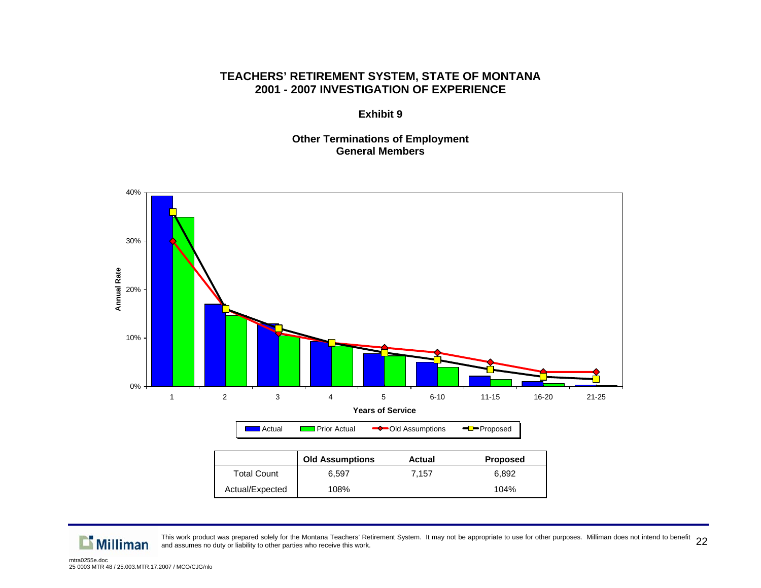# TEACHERS' RETIREMENT SYSTEM, STATE OF MONTANA
# 2001 - 2007 INVESTIGATION OF EXPERIENCE

## Exhibit 9

### Other Terminations of Employment
### General Members

|  | Old Assumptions | Actual | Proposed |
|---|---|---|---|
| Total Count | 6,597 | 7,157 | 6,892 |
| Actual/Expected | 108% |  | 104% |

This work product was prepared solely for the Montana Teachers' Retirement System. It may not be appropriate to use for other purposes. Milliman does not intend to benefit and assumes no duty or liability to other parties who receive this work.

mtra0255e.doc
25 0003 MTR 48 / 25.003.MTR.17.2007 / MCO/CJG/nlo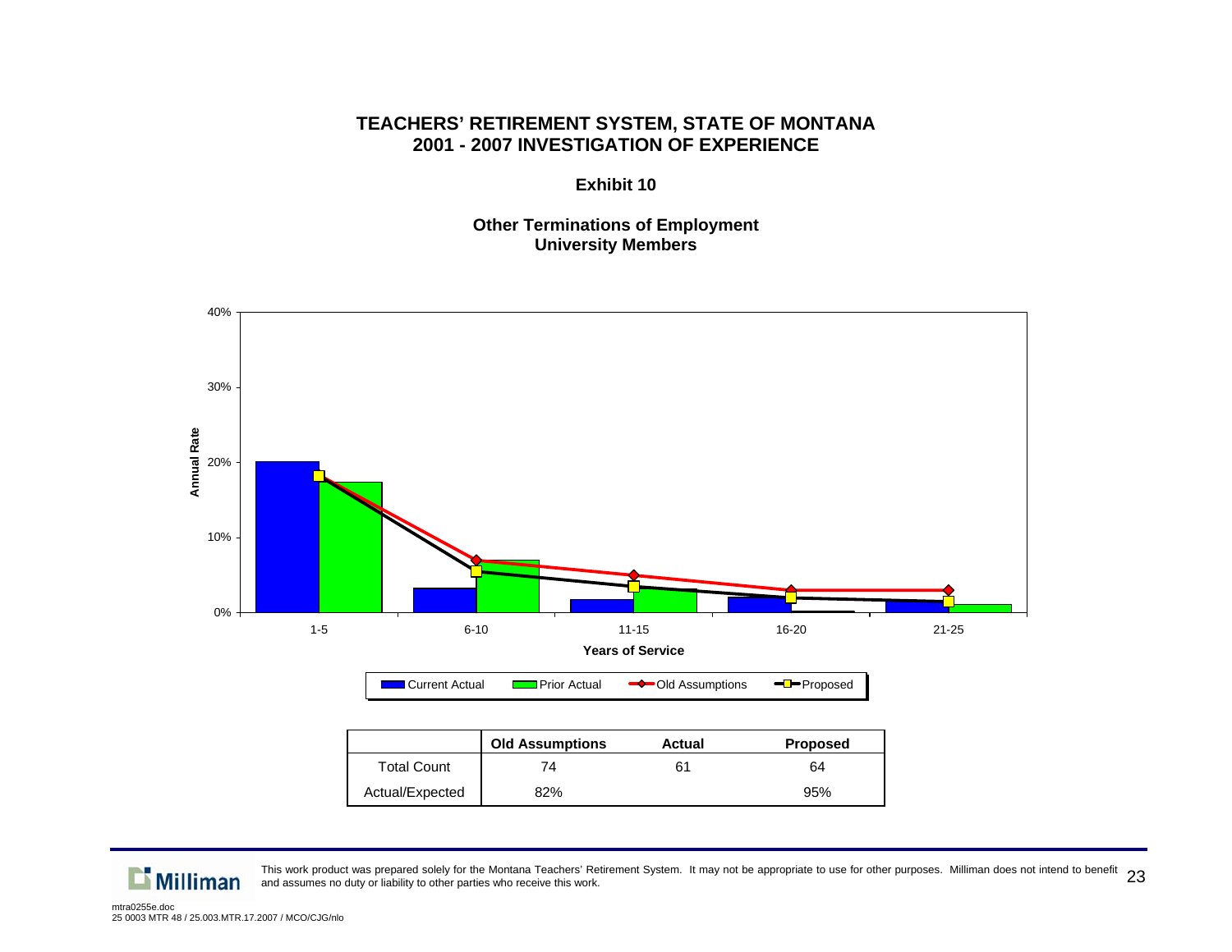# TEACHERS' RETIREMENT SYSTEM, STATE OF MONTANA
# 2001 - 2007 INVESTIGATION OF EXPERIENCE

## Exhibit 10

### Other Terminations of Employment
### University Members

|  | Old Assumptions | Actual | Proposed |
|---|---|---|---|
| Total Count | 74 | 61 | 64 |
| Actual/Expected | 82% |  | 95% |

This work product was prepared solely for the Montana Teachers' Retirement System. It may not be appropriate to use for other purposes. Milliman does not intend to benefit and assumes no duty or liability to other parties who receive this work.

mtra0255e.doc
25 0003 MTR 48 / 25.003.MTR.17.2007 / MCO/CJG/nlo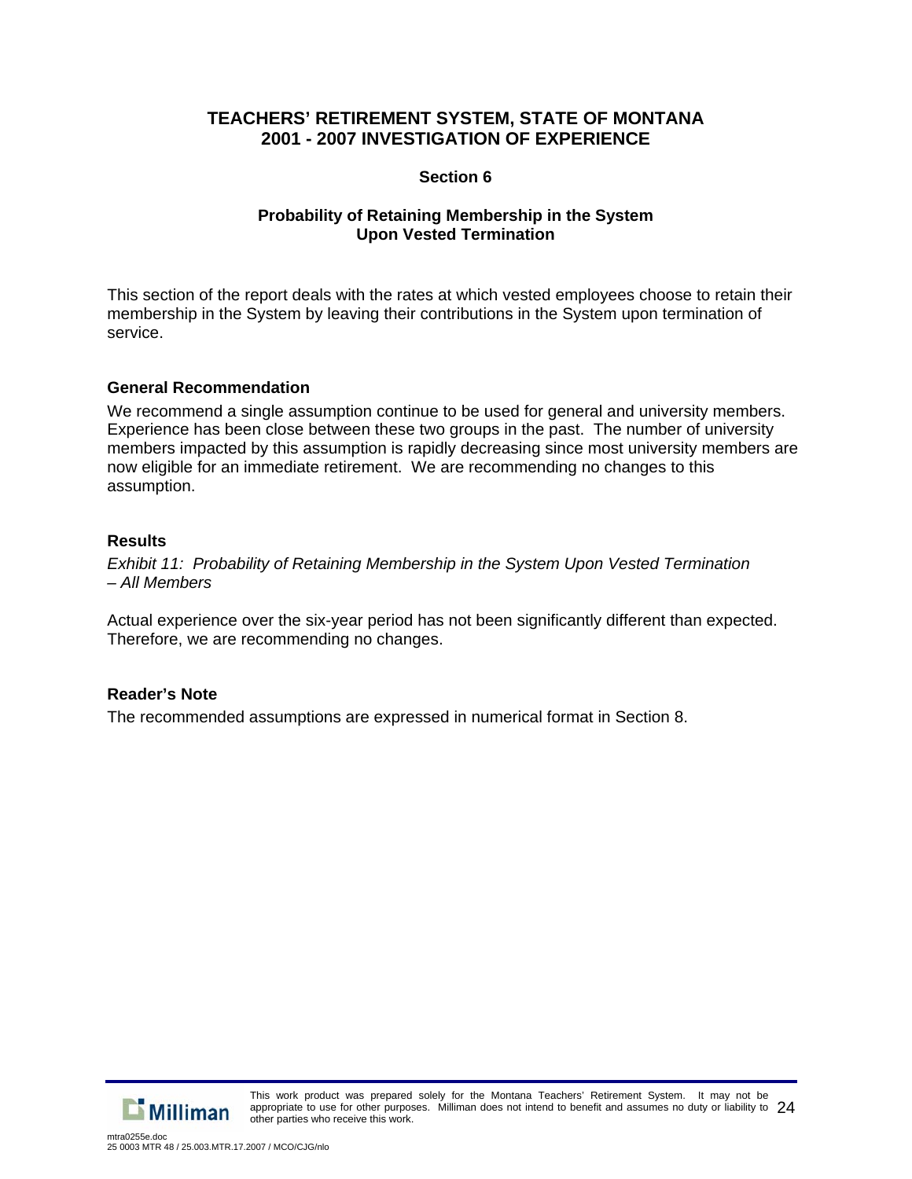# TEACHERS' RETIREMENT SYSTEM, STATE OF MONTANA
# 2001 - 2007 INVESTIGATION OF EXPERIENCE

## Section 6

### Probability of Retaining Membership in the System Upon Vested Termination

This section of the report deals with the rates at which vested employees choose to retain their membership in the System by leaving their contributions in the System upon termination of service.

#### General Recommendation

We recommend a single assumption continue to be used for general and university members. Experience has been close between these two groups in the past. The number of university members impacted by this assumption is rapidly decreasing since most university members are now eligible for an immediate retirement. We are recommending no changes to this assumption.

#### Results

*Exhibit 11: Probability of Retaining Membership in the System Upon Vested Termination – All Members*

Actual experience over the six-year period has not been significantly different than expected. Therefore, we are recommending no changes.

#### Reader's Note

The recommended assumptions are expressed in numerical format in Section 8.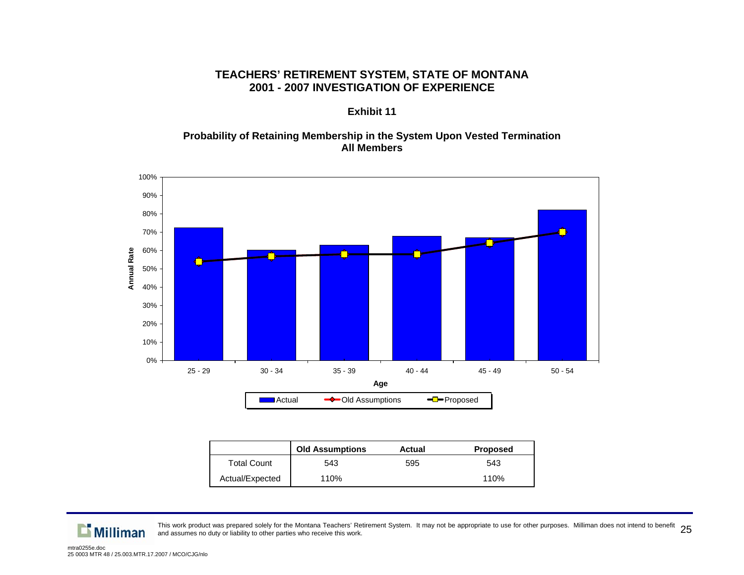# TEACHERS' RETIREMENT SYSTEM, STATE OF MONTANA
# 2001 - 2007 INVESTIGATION OF EXPERIENCE

## Exhibit 11

### Probability of Retaining Membership in the System Upon Vested Termination
### All Members

| | Old Assumptions | Actual | Proposed |
|---|---|---|---|
| Total Count | 543 | 595 | 543 |
| Actual/Expected | 110% | | 110% |

This work product was prepared solely for the Montana Teachers' Retirement System. It may not be appropriate to use for other purposes. Milliman does not intend to benefit and assumes no duty or liability to other parties who receive this work.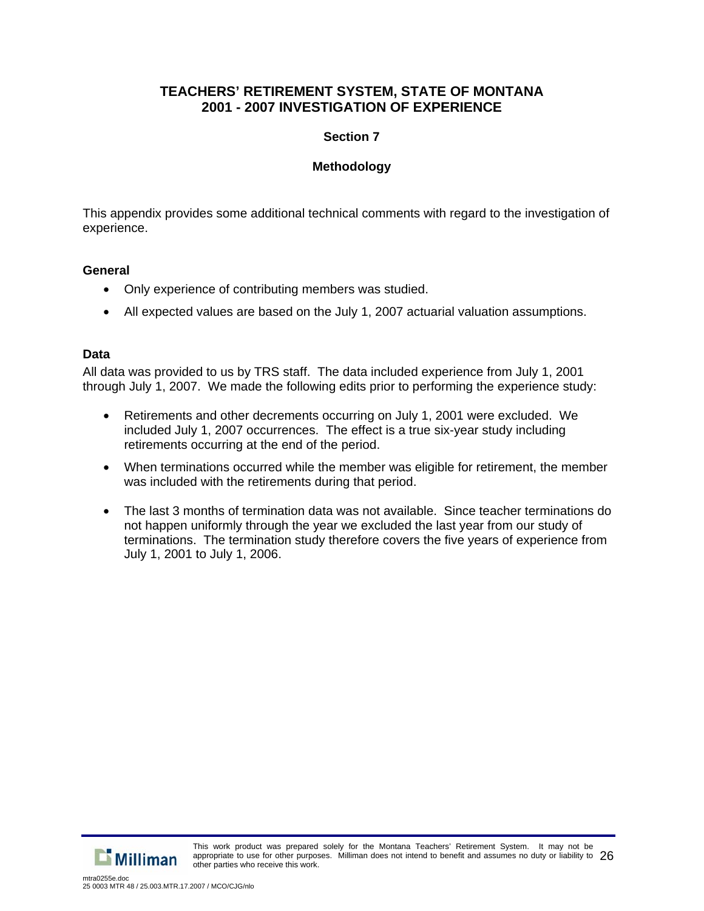# TEACHERS' RETIREMENT SYSTEM, STATE OF MONTANA
# 2001 - 2007 INVESTIGATION OF EXPERIENCE

## Section 7

## Methodology

This appendix provides some additional technical comments with regard to the investigation of experience.

### General

- Only experience of contributing members was studied.
- All expected values are based on the July 1, 2007 actuarial valuation assumptions.

### Data

All data was provided to us by TRS staff. The data included experience from July 1, 2001 through July 1, 2007. We made the following edits prior to performing the experience study:

- Retirements and other decrements occurring on July 1, 2001 were excluded. We included July 1, 2007 occurrences. The effect is a true six-year study including retirements occurring at the end of the period.
- When terminations occurred while the member was eligible for retirement, the member was included with the retirements during that period.
- The last 3 months of termination data was not available. Since teacher terminations do not happen uniformly through the year we excluded the last year from our study of terminations. The termination study therefore covers the five years of experience from July 1, 2001 to July 1, 2006.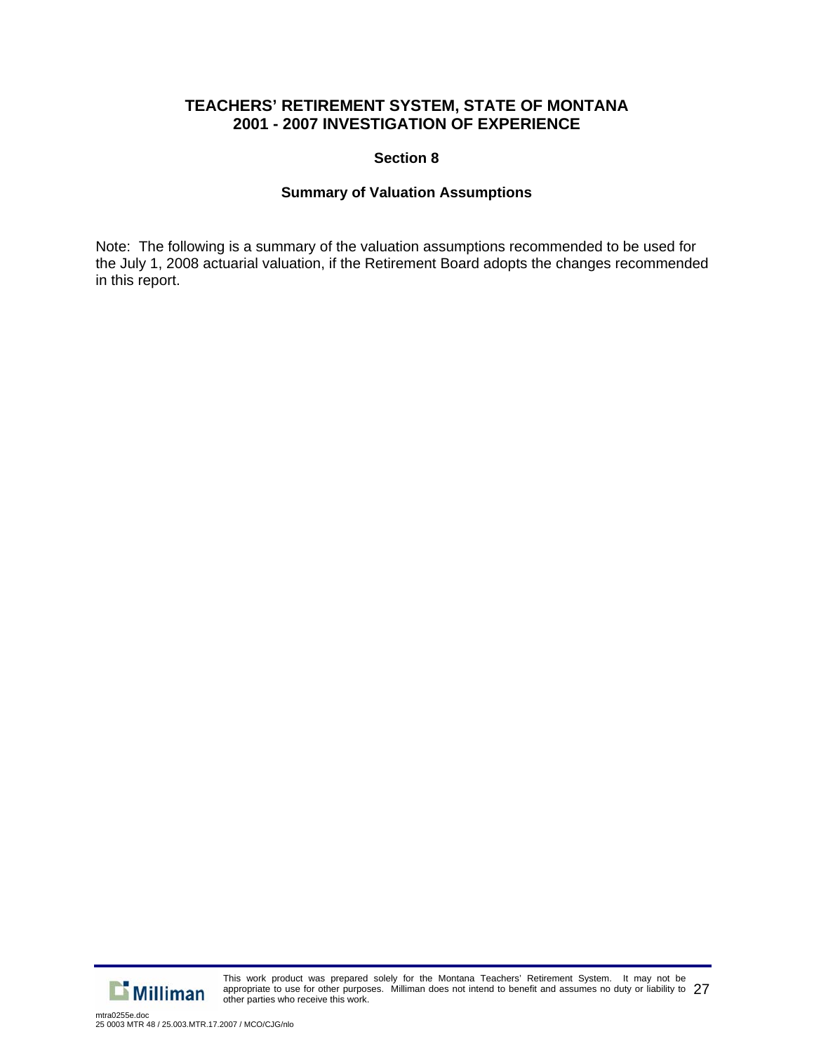## TEACHERS' RETIREMENT SYSTEM, STATE OF MONTANA
## 2001 - 2007 INVESTIGATION OF EXPERIENCE

### Section 8

### Summary of Valuation Assumptions

Note: The following is a summary of the valuation assumptions recommended to be used for the July 1, 2008 actuarial valuation, if the Retirement Board adopts the changes recommended in this report.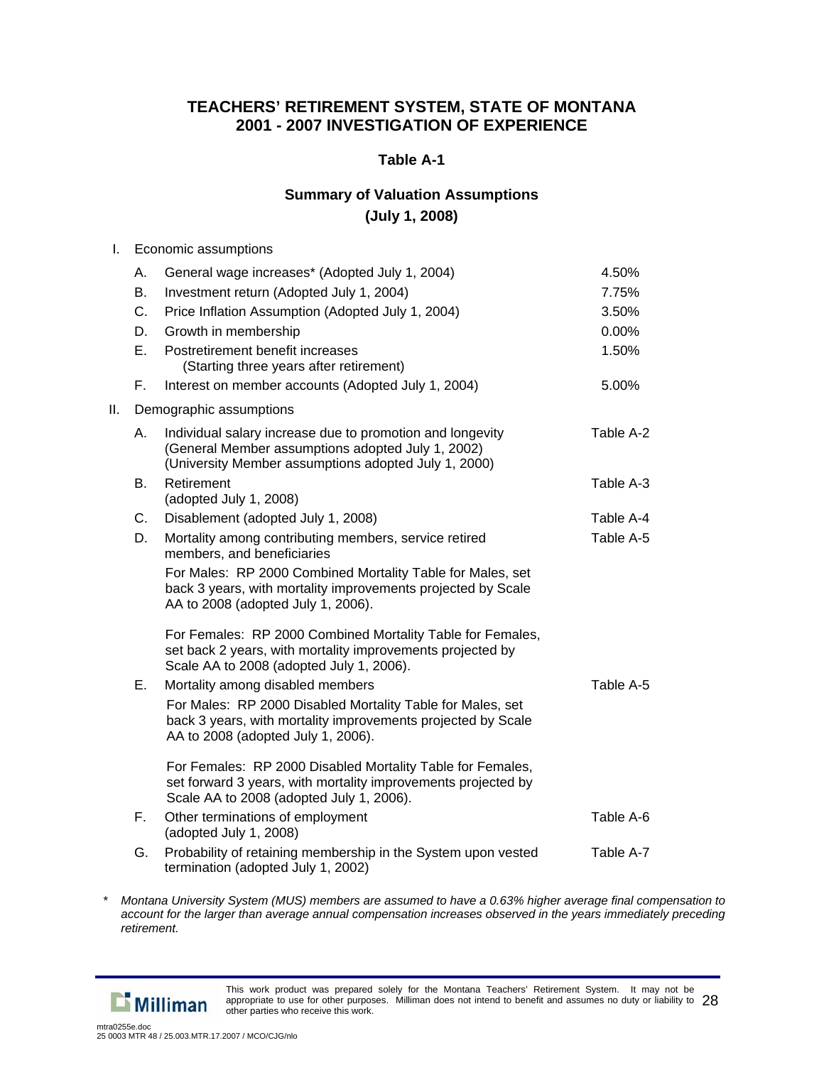## TEACHERS' RETIREMENT SYSTEM, STATE OF MONTANA
## 2001 - 2007 INVESTIGATION OF EXPERIENCE

### Table A-1

### Summary of Valuation Assumptions
### (July 1, 2008)

| | | | |
|---|---|---|---|
| I. | Economic assumptions | | |
| | A. | General wage increases* (Adopted July 1, 2004) | 4.50% |
| | B. | Investment return (Adopted July 1, 2004) | 7.75% |
| | C. | Price Inflation Assumption (Adopted July 1, 2004) | 3.50% |
| | D. | Growth in membership | 0.00% |
| | E. | Postretirement benefit increases (Starting three years after retirement) | 1.50% |
| | F. | Interest on member accounts (Adopted July 1, 2004) | 5.00% |
| II. | Demographic assumptions | | |
| | A. | Individual salary increase due to promotion and longevity (General Member assumptions adopted July 1, 2002) (University Member assumptions adopted July 1, 2000) | Table A-2 |
| | B. | Retirement (adopted July 1, 2008) | Table A-3 |
| | C. | Disablement (adopted July 1, 2008) | Table A-4 |
| | D. | Mortality among contributing members, service retired members, and beneficiaries<br><br>For Males: RP 2000 Combined Mortality Table for Males, set back 3 years, with mortality improvements projected by Scale AA to 2008 (adopted July 1, 2006).<br><br>For Females: RP 2000 Combined Mortality Table for Females, set back 2 years, with mortality improvements projected by Scale AA to 2008 (adopted July 1, 2006). | Table A-5 |
| | E. | Mortality among disabled members<br><br>For Males: RP 2000 Disabled Mortality Table for Males, set back 3 years, with mortality improvements projected by Scale AA to 2008 (adopted July 1, 2006).<br><br>For Females: RP 2000 Disabled Mortality Table for Females, set forward 3 years, with mortality improvements projected by Scale AA to 2008 (adopted July 1, 2006). | Table A-5 |
| | F. | Other terminations of employment (adopted July 1, 2008) | Table A-6 |
| | G. | Probability of retaining membership in the System upon vested termination (adopted July 1, 2002) | Table A-7 |

\* *Montana University System (MUS) members are assumed to have a 0.63% higher average final compensation to account for the larger than average annual compensation increases observed in the years immediately preceding retirement.*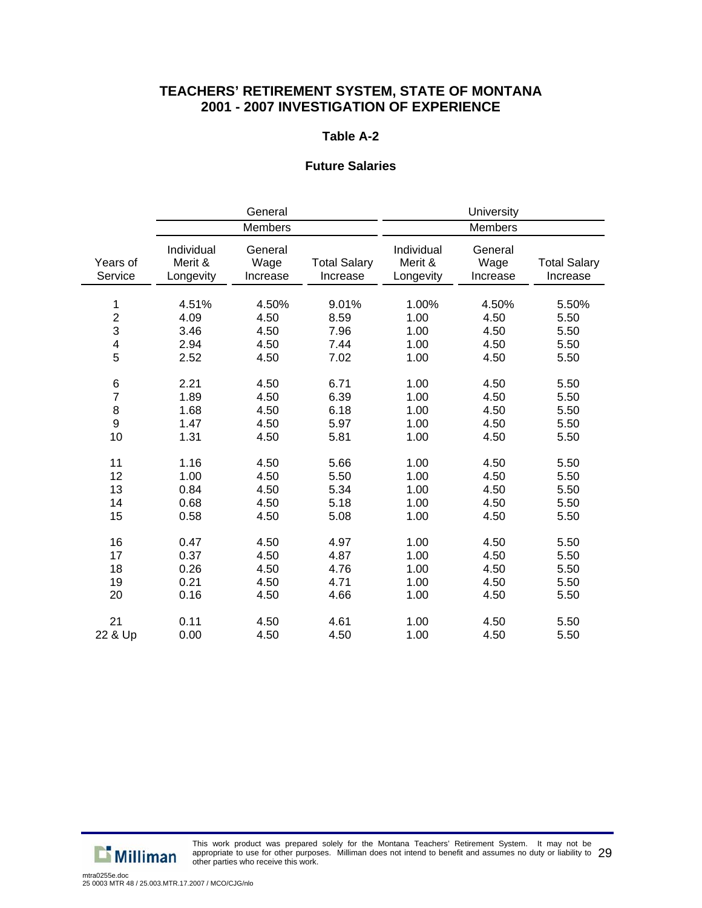## TEACHERS' RETIREMENT SYSTEM, STATE OF MONTANA
## 2001 - 2007 INVESTIGATION OF EXPERIENCE

### Table A-2

### Future Salaries

| | General Members | | | University Members | | |
|---|---|---|---|---|---|---|
| Years of Service | Individual Merit & Longevity | General Wage Increase | Total Salary Increase | Individual Merit & Longevity | General Wage Increase | Total Salary Increase |
| 1 | 4.51% | 4.50% | 9.01% | 1.00% | 4.50% | 5.50% |
| 2 | 4.09 | 4.50 | 8.59 | 1.00 | 4.50 | 5.50 |
| 3 | 3.46 | 4.50 | 7.96 | 1.00 | 4.50 | 5.50 |
| 4 | 2.94 | 4.50 | 7.44 | 1.00 | 4.50 | 5.50 |
| 5 | 2.52 | 4.50 | 7.02 | 1.00 | 4.50 | 5.50 |
| 6 | 2.21 | 4.50 | 6.71 | 1.00 | 4.50 | 5.50 |
| 7 | 1.89 | 4.50 | 6.39 | 1.00 | 4.50 | 5.50 |
| 8 | 1.68 | 4.50 | 6.18 | 1.00 | 4.50 | 5.50 |
| 9 | 1.47 | 4.50 | 5.97 | 1.00 | 4.50 | 5.50 |
| 10 | 1.31 | 4.50 | 5.81 | 1.00 | 4.50 | 5.50 |
| 11 | 1.16 | 4.50 | 5.66 | 1.00 | 4.50 | 5.50 |
| 12 | 1.00 | 4.50 | 5.50 | 1.00 | 4.50 | 5.50 |
| 13 | 0.84 | 4.50 | 5.34 | 1.00 | 4.50 | 5.50 |
| 14 | 0.68 | 4.50 | 5.18 | 1.00 | 4.50 | 5.50 |
| 15 | 0.58 | 4.50 | 5.08 | 1.00 | 4.50 | 5.50 |
| 16 | 0.47 | 4.50 | 4.97 | 1.00 | 4.50 | 5.50 |
| 17 | 0.37 | 4.50 | 4.87 | 1.00 | 4.50 | 5.50 |
| 18 | 0.26 | 4.50 | 4.76 | 1.00 | 4.50 | 5.50 |
| 19 | 0.21 | 4.50 | 4.71 | 1.00 | 4.50 | 5.50 |
| 20 | 0.16 | 4.50 | 4.66 | 1.00 | 4.50 | 5.50 |
| 21 | 0.11 | 4.50 | 4.61 | 1.00 | 4.50 | 5.50 |
| 22 & Up | 0.00 | 4.50 | 4.50 | 1.00 | 4.50 | 5.50 |

This work product was prepared solely for the Montana Teachers' Retirement System. It may not be appropriate to use for other purposes. Milliman does not intend to benefit and assumes no duty or liability to other parties who receive this work.

mtra0255e.doc
25 0003 MTR 48 / 25.003.MTR.17.2007 / MCO/CJG/nlo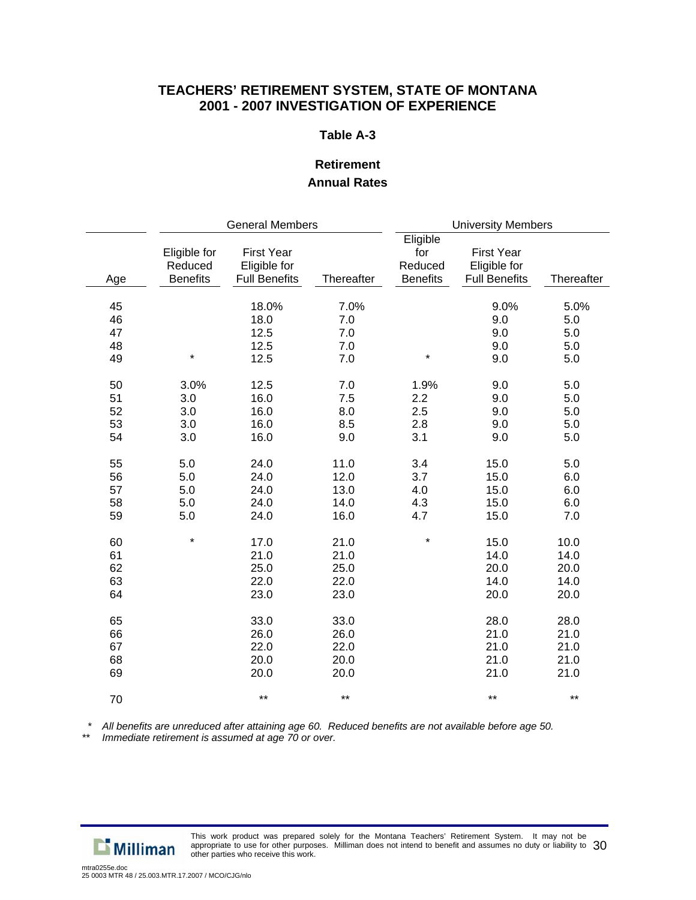## TEACHERS' RETIREMENT SYSTEM, STATE OF MONTANA
## 2001 - 2007 INVESTIGATION OF EXPERIENCE

### Table A-3

### Retirement
### Annual Rates

| | General Members | | | University Members | | |
|---|---|---|---|---|---|---|
| Age | Eligible for Reduced Benefits | First Year Eligible for Full Benefits | Thereafter | Eligible for Reduced Benefits | First Year Eligible for Full Benefits | Thereafter |
| 45 | | 18.0% | 7.0% | | 9.0% | 5.0% |
| 46 | | 18.0 | 7.0 | | 9.0 | 5.0 |
| 47 | | 12.5 | 7.0 | | 9.0 | 5.0 |
| 48 | | 12.5 | 7.0 | | 9.0 | 5.0 |
| 49 | * | 12.5 | 7.0 | * | 9.0 | 5.0 |
| 50 | 3.0% | 12.5 | 7.0 | 1.9% | 9.0 | 5.0 |
| 51 | 3.0 | 16.0 | 7.5 | 2.2 | 9.0 | 5.0 |
| 52 | 3.0 | 16.0 | 8.0 | 2.5 | 9.0 | 5.0 |
| 53 | 3.0 | 16.0 | 8.5 | 2.8 | 9.0 | 5.0 |
| 54 | 3.0 | 16.0 | 9.0 | 3.1 | 9.0 | 5.0 |
| 55 | 5.0 | 24.0 | 11.0 | 3.4 | 15.0 | 5.0 |
| 56 | 5.0 | 24.0 | 12.0 | 3.7 | 15.0 | 6.0 |
| 57 | 5.0 | 24.0 | 13.0 | 4.0 | 15.0 | 6.0 |
| 58 | 5.0 | 24.0 | 14.0 | 4.3 | 15.0 | 6.0 |
| 59 | 5.0 | 24.0 | 16.0 | 4.7 | 15.0 | 7.0 |
| 60 | * | 17.0 | 21.0 | * | 15.0 | 10.0 |
| 61 | | 21.0 | 21.0 | | 14.0 | 14.0 |
| 62 | | 25.0 | 25.0 | | 20.0 | 20.0 |
| 63 | | 22.0 | 22.0 | | 14.0 | 14.0 |
| 64 | | 23.0 | 23.0 | | 20.0 | 20.0 |
| 65 | | 33.0 | 33.0 | | 28.0 | 28.0 |
| 66 | | 26.0 | 26.0 | | 21.0 | 21.0 |
| 67 | | 22.0 | 22.0 | | 21.0 | 21.0 |
| 68 | | 20.0 | 20.0 | | 21.0 | 21.0 |
| 69 | | 20.0 | 20.0 | | 21.0 | 21.0 |
| 70 | | ** | ** | | ** | ** |

\* *All benefits are unreduced after attaining age 60. Reduced benefits are not available before age 50.*

\*\* *Immediate retirement is assumed at age 70 or over.*

This work product was prepared solely for the Montana Teachers' Retirement System. It may not be appropriate to use for other purposes. Milliman does not intend to benefit and assumes no duty or liability to other parties who receive this work.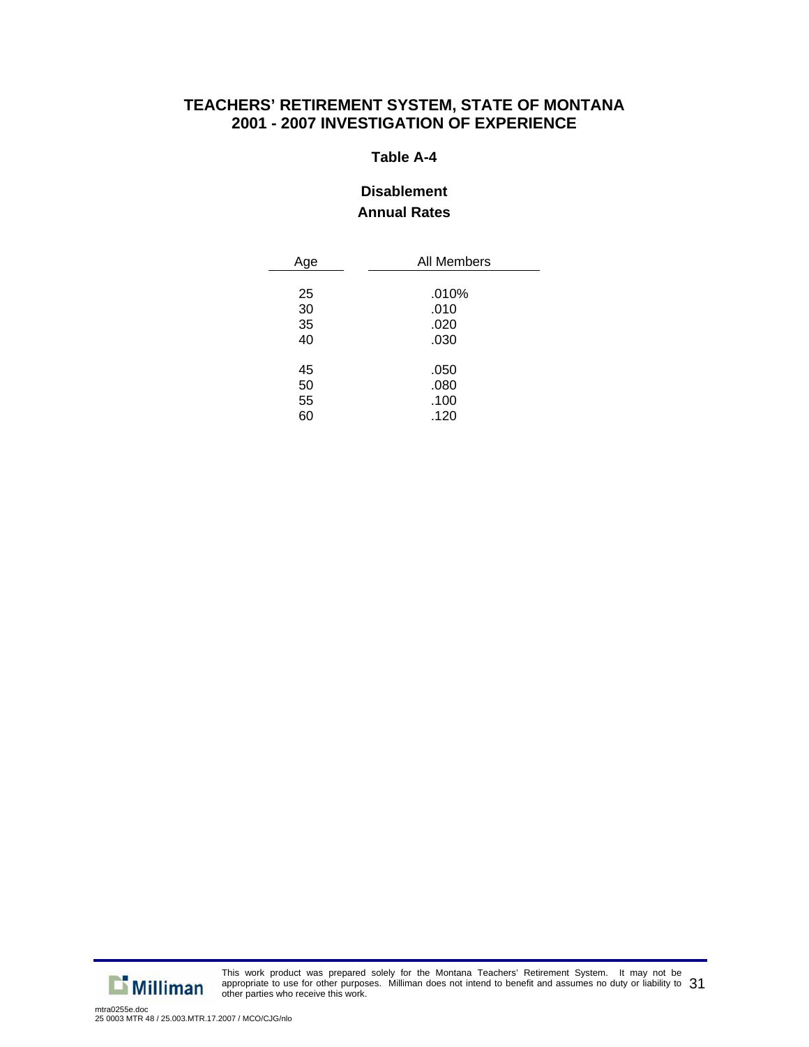# TEACHERS' RETIREMENT SYSTEM, STATE OF MONTANA
## 2001 - 2007 INVESTIGATION OF EXPERIENCE

### Table A-4

### Disablement
### Annual Rates

| Age | All Members |
|---|---|
| 25 | .010% |
| 30 | .010 |
| 35 | .020 |
| 40 | .030 |
| 45 | .050 |
| 50 | .080 |
| 55 | .100 |
| 60 | .120 |

This work product was prepared solely for the Montana Teachers' Retirement System. It may not be appropriate to use for other purposes. Milliman does not intend to benefit and assumes no duty or liability to other parties who receive this work.

mtra0255e.doc
25 0003 MTR 48 / 25.003.MTR.17.2007 / MCO/CJG/nlo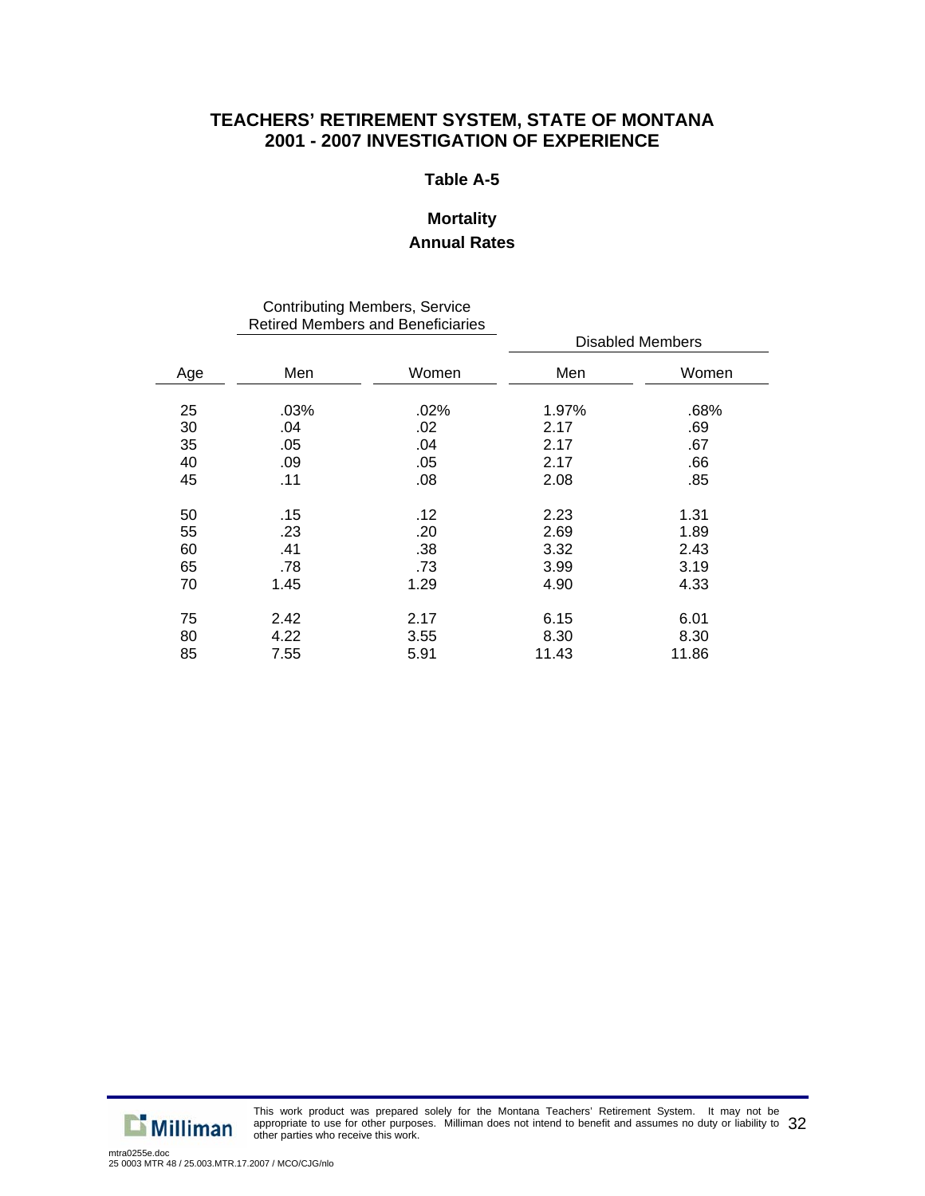## TEACHERS' RETIREMENT SYSTEM, STATE OF MONTANA
## 2001 - 2007 INVESTIGATION OF EXPERIENCE

### Table A-5

### Mortality
### Annual Rates

| | Contributing Members, Service Retired Members and Beneficiaries | | Disabled Members | |
|---|---|---|---|---|
| Age | Men | Women | Men | Women |
| 25 | .03% | .02% | 1.97% | .68% |
| 30 | .04 | .02 | 2.17 | .69 |
| 35 | .05 | .04 | 2.17 | .67 |
| 40 | .09 | .05 | 2.17 | .66 |
| 45 | .11 | .08 | 2.08 | .85 |
| 50 | .15 | .12 | 2.23 | 1.31 |
| 55 | .23 | .20 | 2.69 | 1.89 |
| 60 | .41 | .38 | 3.32 | 2.43 |
| 65 | .78 | .73 | 3.99 | 3.19 |
| 70 | 1.45 | 1.29 | 4.90 | 4.33 |
| 75 | 2.42 | 2.17 | 6.15 | 6.01 |
| 80 | 4.22 | 3.55 | 8.30 | 8.30 |
| 85 | 7.55 | 5.91 | 11.43 | 11.86 |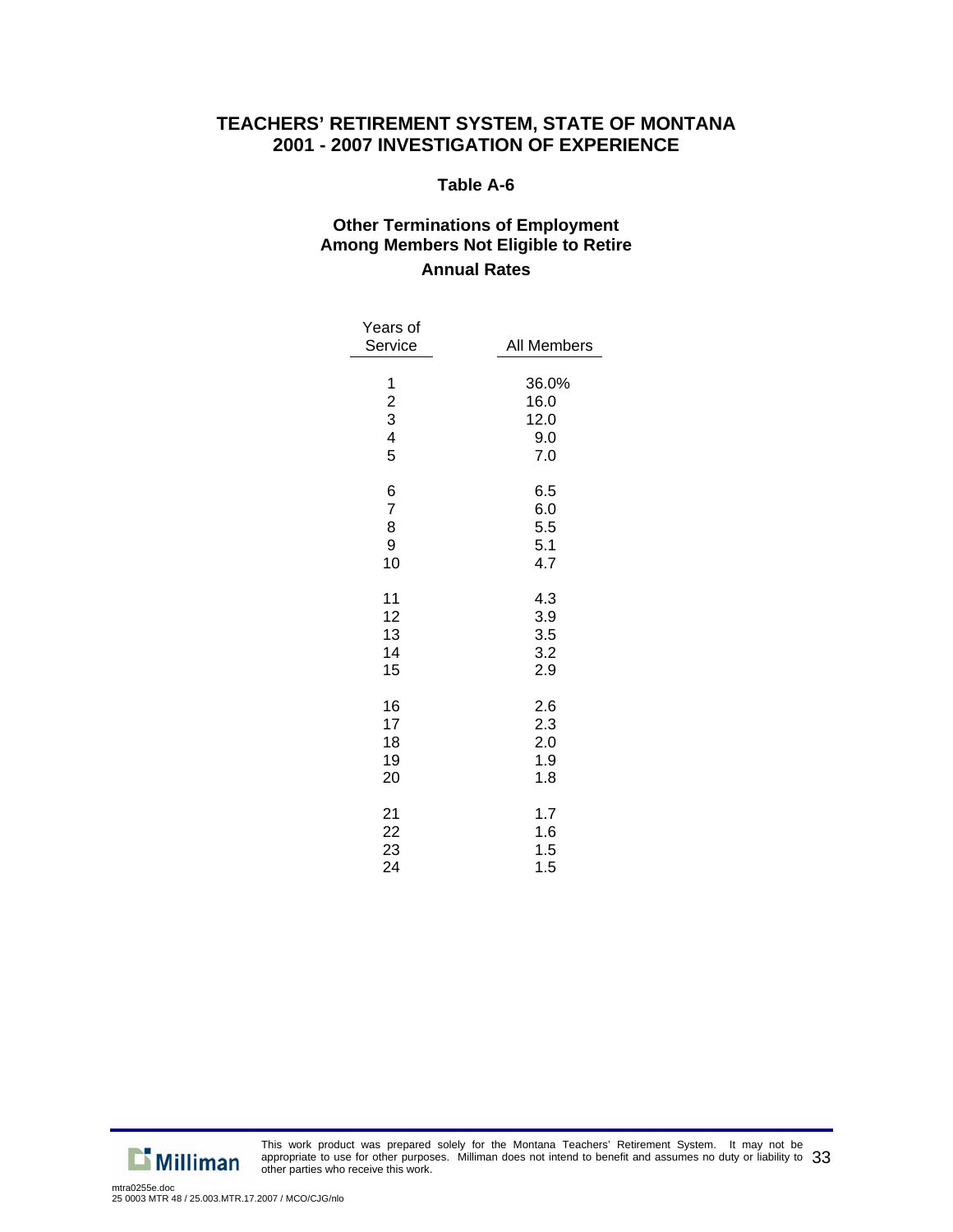# TEACHERS' RETIREMENT SYSTEM, STATE OF MONTANA
# 2001 - 2007 INVESTIGATION OF EXPERIENCE

### Table A-6

### Other Terminations of Employment Among Members Not Eligible to Retire
### Annual Rates

| Years of Service | All Members |
|---|---|
| 1 | 36.0% |
| 2 | 16.0 |
| 3 | 12.0 |
| 4 | 9.0 |
| 5 | 7.0 |
| 6 | 6.5 |
| 7 | 6.0 |
| 8 | 5.5 |
| 9 | 5.1 |
| 10 | 4.7 |
| 11 | 4.3 |
| 12 | 3.9 |
| 13 | 3.5 |
| 14 | 3.2 |
| 15 | 2.9 |
| 16 | 2.6 |
| 17 | 2.3 |
| 18 | 2.0 |
| 19 | 1.9 |
| 20 | 1.8 |
| 21 | 1.7 |
| 22 | 1.6 |
| 23 | 1.5 |
| 24 | 1.5 |

This work product was prepared solely for the Montana Teachers' Retirement System. It may not be appropriate to use for other purposes. Milliman does not intend to benefit and assumes no duty or liability to other parties who receive this work.

mtra0255e.doc
25 0003 MTR 48 / 25.003.MTR.17.2007 / MCO/CJG/nlo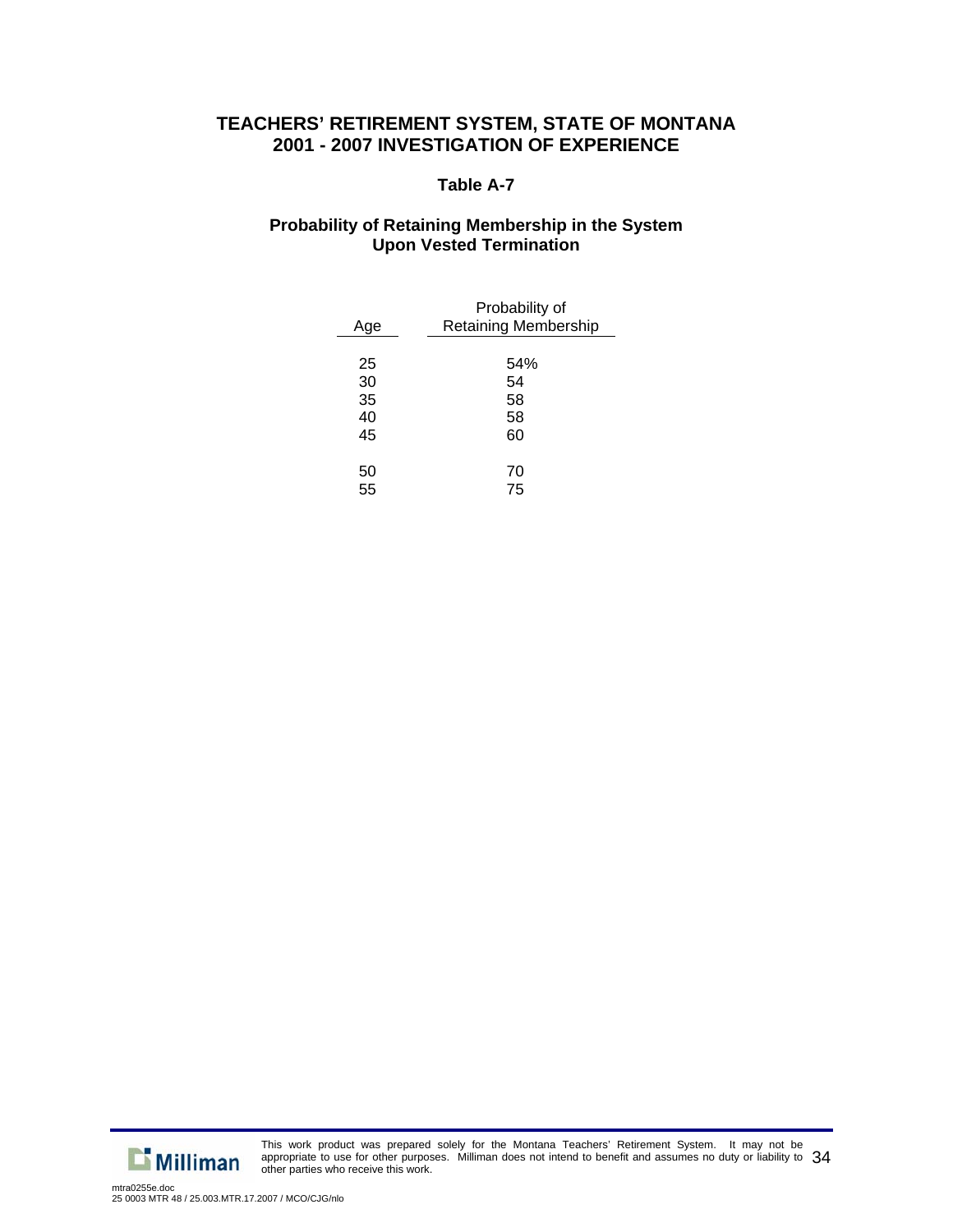# TEACHERS' RETIREMENT SYSTEM, STATE OF MONTANA
# 2001 - 2007 INVESTIGATION OF EXPERIENCE

### Table A-7

### Probability of Retaining Membership in the System Upon Vested Termination

| Age | Probability of Retaining Membership |
|---|---|
| 25 | 54% |
| 30 | 54 |
| 35 | 58 |
| 40 | 58 |
| 45 | 60 |
| 50 | 70 |
| 55 | 75 |

This work product was prepared solely for the Montana Teachers' Retirement System. It may not be appropriate to use for other purposes. Milliman does not intend to benefit and assumes no duty or liability to other parties who receive this work.

mtra0255e.doc
25 0003 MTR 48 / 25.003.MTR.17.2007 / MCO/CJG/nlo